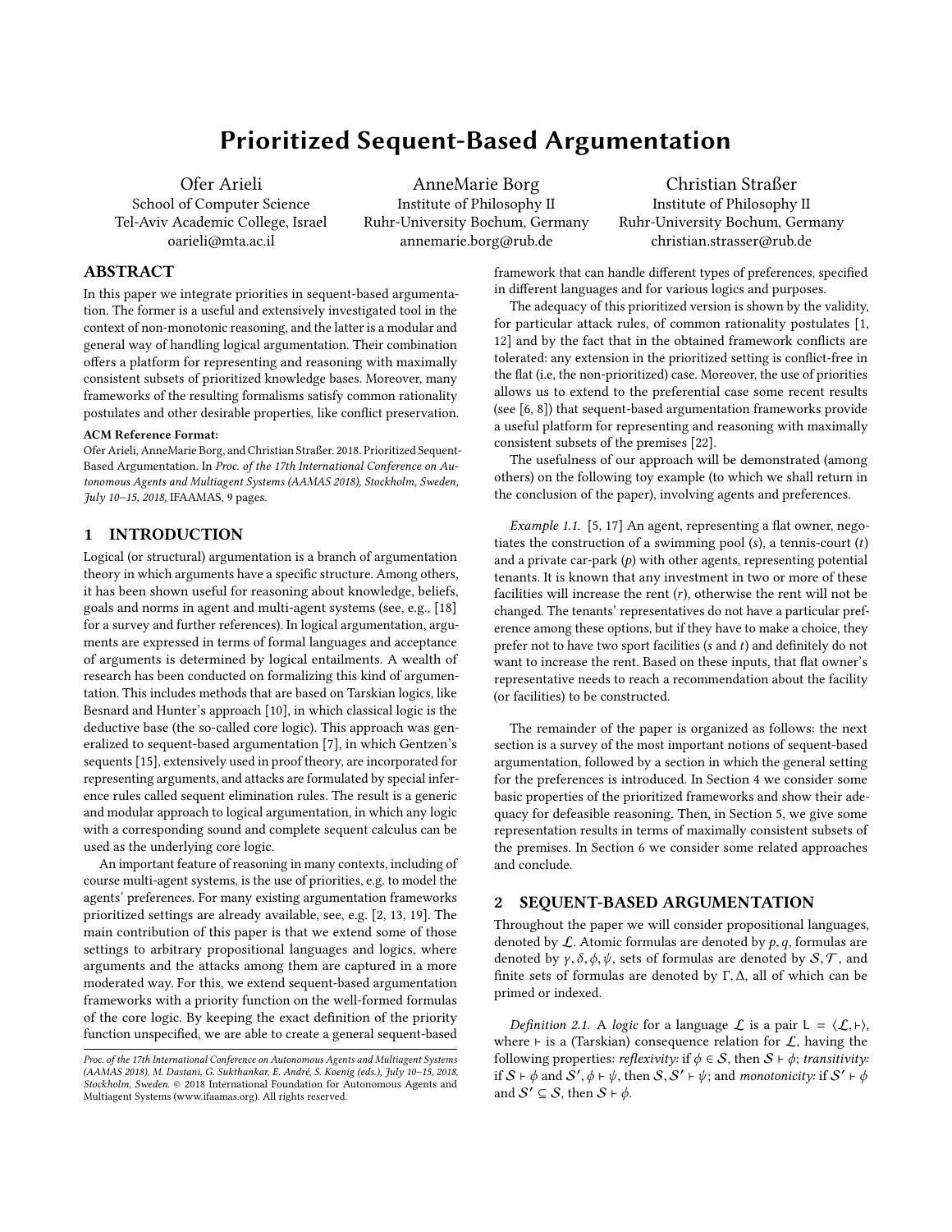# Prioritized Sequent-Based Argumentation

Ofer Arieli
School of Computer Science
Tel-Aviv Academic College, Israel
oarieli@mta.ac.il

AnneMarie Borg
Institute of Philosophy II
Ruhr-University Bochum, Germany
annemarie.borg@rub.de

Christian Straßer
Institute of Philosophy II
Ruhr-University Bochum, Germany
christian.strasser@rub.de

## ABSTRACT

In this paper we integrate priorities in sequent-based argumentation. The former is a useful and extensively investigated tool in the context of non-monotonic reasoning, and the latter is a modular and general way of handling logical argumentation. Their combination offers a platform for representing and reasoning with maximally consistent subsets of prioritized knowledge bases. Moreover, many frameworks of the resulting formalisms satisfy common rationality postulates and other desirable properties, like conflict preservation.

**ACM Reference Format:**

Ofer Arieli, AnneMarie Borg, and Christian Straßer. 2018. Prioritized Sequent-Based Argumentation. In *Proc. of the 17th International Conference on Autonomous Agents and Multiagent Systems (AAMAS 2018), Stockholm, Sweden, July 10–15, 2018*, IFAAMAS, 9 pages.

## 1 INTRODUCTION

Logical (or structural) argumentation is a branch of argumentation theory in which arguments have a specific structure. Among others, it has been shown useful for reasoning about knowledge, beliefs, goals and norms in agent and multi-agent systems (see, e.g., [18] for a survey and further references). In logical argumentation, arguments are expressed in terms of formal languages and acceptance of arguments is determined by logical entailments. A wealth of research has been conducted on formalizing this kind of argumentation. This includes methods that are based on Tarskian logics, like Besnard and Hunter's approach [10], in which classical logic is the deductive base (the so-called core logic). This approach was generalized to sequent-based argumentation [7], in which Gentzen's sequents [15], extensively used in proof theory, are incorporated for representing arguments, and attacks are formulated by special inference rules called sequent elimination rules. The result is a generic and modular approach to logical argumentation, in which any logic with a corresponding sound and complete sequent calculus can be used as the underlying core logic.

An important feature of reasoning in many contexts, including of course multi-agent systems, is the use of priorities, e.g. to model the agents' preferences. For many existing argumentation frameworks prioritized settings are already available, see, e.g. [2, 13, 19]. The main contribution of this paper is that we extend some of those settings to arbitrary propositional languages and logics, where arguments and the attacks among them are captured in a more moderated way. For this, we extend sequent-based argumentation frameworks with a priority function on the well-formed formulas of the core logic. By keeping the exact definition of the priority function unspecified, we are able to create a general sequent-based framework that can handle different types of preferences, specified in different languages and for various logics and purposes.

The adequacy of this prioritized version is shown by the validity, for particular attack rules, of common rationality postulates [1, 12] and by the fact that in the obtained framework conflicts are tolerated: any extension in the prioritized setting is conflict-free in the flat (i.e, the non-prioritized) case. Moreover, the use of priorities allows us to extend to the preferential case some recent results (see [6, 8]) that sequent-based argumentation frameworks provide a useful platform for representing and reasoning with maximally consistent subsets of the premises [22].

The usefulness of our approach will be demonstrated (among others) on the following toy example (to which we shall return in the conclusion of the paper), involving agents and preferences.

*Example 1.1.* [5, 17] An agent, representing a flat owner, negotiates the construction of a swimming pool ($s$), a tennis-court ($t$) and a private car-park ($p$) with other agents, representing potential tenants. It is known that any investment in two or more of these facilities will increase the rent ($r$), otherwise the rent will not be changed. The tenants' representatives do not have a particular preference among these options, but if they have to make a choice, they prefer not to have two sport facilities ($s$ and $t$) and definitely do not want to increase the rent. Based on these inputs, that flat owner's representative needs to reach a recommendation about the facility (or facilities) to be constructed.

The remainder of the paper is organized as follows: the next section is a survey of the most important notions of sequent-based argumentation, followed by a section in which the general setting for the preferences is introduced. In Section 4 we consider some basic properties of the prioritized frameworks and show their adequacy for defeasible reasoning. Then, in Section 5, we give some representation results in terms of maximally consistent subsets of the premises. In Section 6 we consider some related approaches and conclude.

## 2 SEQUENT-BASED ARGUMENTATION

Throughout the paper we will consider propositional languages, denoted by $\mathcal{L}$. Atomic formulas are denoted by $p, q$, formulas are denoted by $\gamma, \delta, \phi, \psi$, sets of formulas are denoted by $\mathcal{S}, \mathcal{T}$, and finite sets of formulas are denoted by $\Gamma, \Delta$, all of which can be primed or indexed.

*Definition 2.1.* A *logic* for a language $\mathcal{L}$ is a pair $\mathsf{L} = \langle \mathcal{L}, \vdash \rangle$, where $\vdash$ is a (Tarskian) consequence relation for $\mathcal{L}$, having the following properties: *reflexivity:* if $\phi \in \mathcal{S}$, then $\mathcal{S} \vdash \phi$; *transitivity:* if $\mathcal{S} \vdash \phi$ and $\mathcal{S}', \phi \vdash \psi$, then $\mathcal{S}, \mathcal{S}' \vdash \psi$; and *monotonicity:* if $\mathcal{S}' \vdash \phi$ and $\mathcal{S}' \subseteq \mathcal{S}$, then $\mathcal{S} \vdash \phi$.

Proc. of the 17th International Conference on Autonomous Agents and Multiagent Systems (AAMAS 2018), M. Dastani, G. Sukthankar, E. André, S. Koenig (eds.), July 10–15, 2018, Stockholm, Sweden. © 2018 International Foundation for Autonomous Agents and Multiagent Systems (www.ifaamas.org). All rights reserved.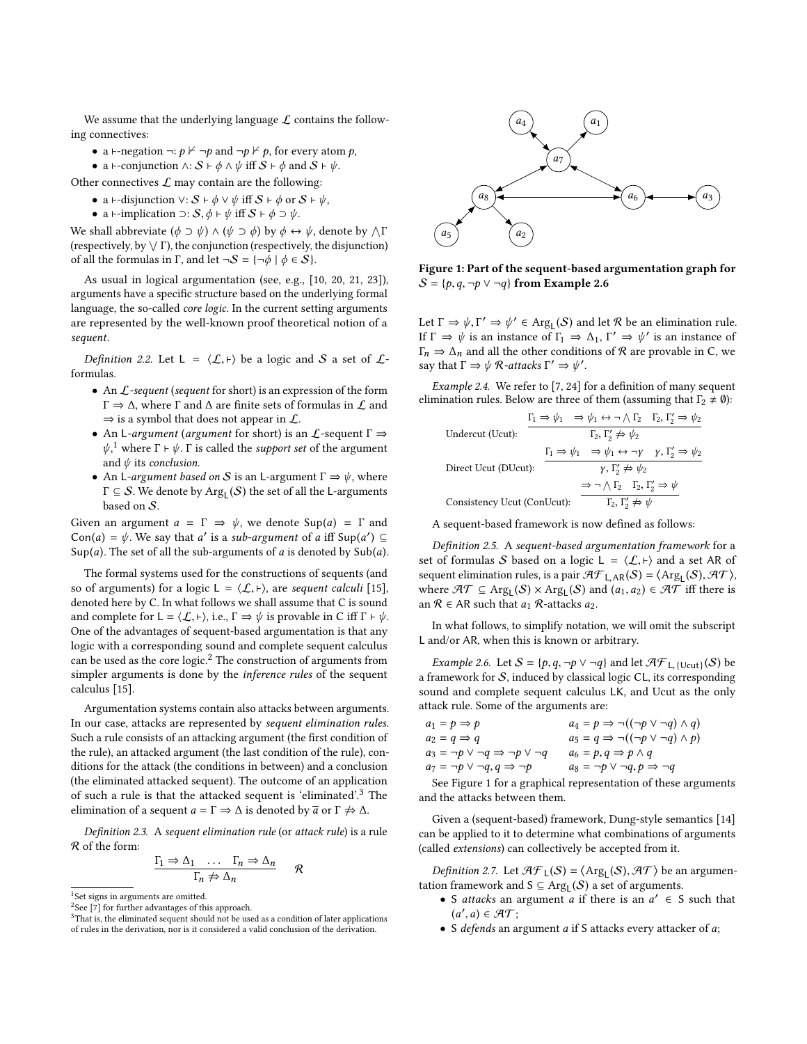We assume that the underlying language $\mathcal{L}$ contains the following connectives:

- a $\vdash$-negation $\neg$: $p \nvdash \neg p$ and $\neg p \nvdash p$, for every atom $p$,
- a $\vdash$-conjunction $\wedge$: $\mathcal{S} \vdash \phi \wedge \psi$ iff $\mathcal{S} \vdash \phi$ and $\mathcal{S} \vdash \psi$.

Other connectives $\mathcal{L}$ may contain are the following:

- a $\vdash$-disjunction $\vee$: $\mathcal{S} \vdash \phi \vee \psi$ iff $\mathcal{S} \vdash \phi$ or $\mathcal{S} \vdash \psi$,
- a $\vdash$-implication $\supset$: $\mathcal{S}, \phi \vdash \psi$ iff $\mathcal{S} \vdash \phi \supset \psi$.

We shall abbreviate $(\phi \supset \psi) \wedge (\psi \supset \phi)$ by $\phi \leftrightarrow \psi$, denote by $\bigwedge \Gamma$ (respectively, by $\bigvee \Gamma$), the conjunction (respectively, the disjunction) of all the formulas in $\Gamma$, and let $\neg \mathcal{S} = \{\neg \phi \mid \phi \in \mathcal{S}\}$.

As usual in logical argumentation (see, e.g., [10, 20, 21, 23]), arguments have a specific structure based on the underlying formal language, the so-called *core logic*. In the current setting arguments are represented by the well-known proof theoretical notion of a *sequent*.

*Definition 2.2.* Let $\mathsf{L} = \langle \mathcal{L}, \vdash \rangle$ be a logic and $\mathcal{S}$ a set of $\mathcal{L}$-formulas.

- An $\mathcal{L}$-*sequent* (*sequent* for short) is an expression of the form $\Gamma \Rightarrow \Delta$, where $\Gamma$ and $\Delta$ are finite sets of formulas in $\mathcal{L}$ and $\Rightarrow$ is a symbol that does not appear in $\mathcal{L}$.
- An $\mathsf{L}$-*argument* (*argument* for short) is an $\mathcal{L}$-sequent $\Gamma \Rightarrow \psi$,[1] where $\Gamma \vdash \psi$. $\Gamma$ is called the *support set* of the argument and $\psi$ its *conclusion*.
- An $\mathsf{L}$-*argument based on* $\mathcal{S}$ is an $\mathsf{L}$-argument $\Gamma \Rightarrow \psi$, where $\Gamma \subseteq \mathcal{S}$. We denote by $\mathrm{Arg}_{\mathsf{L}}(\mathcal{S})$ the set of all the $\mathsf{L}$-arguments based on $\mathcal{S}$.

Given an argument $a = \Gamma \Rightarrow \psi$, we denote $\mathrm{Sup}(a) = \Gamma$ and $\mathrm{Con}(a) = \psi$. We say that $a'$ is a *sub-argument* of $a$ iff $\mathrm{Sup}(a') \subseteq \mathrm{Sup}(a)$. The set of all the sub-arguments of $a$ is denoted by $\mathrm{Sub}(a)$.

The formal systems used for the constructions of sequents (and so of arguments) for a logic $\mathsf{L} = \langle \mathcal{L}, \vdash \rangle$, are *sequent calculi* [15], denoted here by $\mathsf{C}$. In what follows we shall assume that $\mathsf{C}$ is sound and complete for $\mathsf{L} = \langle \mathcal{L}, \vdash \rangle$, i.e., $\Gamma \Rightarrow \psi$ is provable in $\mathsf{C}$ iff $\Gamma \vdash \psi$. One of the advantages of sequent-based argumentation is that any logic with a corresponding sound and complete sequent calculus can be used as the core logic.[2] The construction of arguments from simpler arguments is done by the *inference rules* of the sequent calculus [15].

Argumentation systems contain also attacks between arguments. In our case, attacks are represented by *sequent elimination rules*. Such a rule consists of an attacking argument (the first condition of the rule), an attacked argument (the last condition of the rule), conditions for the attack (the conditions in between) and a conclusion (the eliminated attacked sequent). The outcome of an application of such a rule is that the attacked sequent is 'eliminated'.[3] The elimination of a sequent $a = \Gamma \Rightarrow \Delta$ is denoted by $\overline{a}$ or $\Gamma \not\Rightarrow \Delta$.

*Definition 2.3.* A *sequent elimination rule* (or *attack rule*) is a rule $\mathcal{R}$ of the form:

$$\frac{\Gamma_1 \Rightarrow \Delta_1 \quad \ldots \quad \Gamma_n \Rightarrow \Delta_n}{\Gamma_n \not\Rightarrow \Delta_n} \quad \mathcal{R}$$

[1] Set signs in arguments are omitted.
[2] See [7] for further advantages of this approach.
[3] That is, the eliminated sequent should not be used as a condition of later applications of rules in the derivation, nor is it considered a valid conclusion of the derivation.

**Figure 1: Part of the sequent-based argumentation graph for $\mathcal{S} = \{p, q, \neg p \vee \neg q\}$ from Example 2.6**

Let $\Gamma \Rightarrow \psi, \Gamma' \Rightarrow \psi' \in \mathrm{Arg}_{\mathsf{L}}(\mathcal{S})$ and let $\mathcal{R}$ be an elimination rule. If $\Gamma \Rightarrow \psi$ is an instance of $\Gamma_1 \Rightarrow \Delta_1$, $\Gamma' \Rightarrow \psi'$ is an instance of $\Gamma_n \Rightarrow \Delta_n$ and all the other conditions of $\mathcal{R}$ are provable in $\mathsf{C}$, we say that $\Gamma \Rightarrow \psi$ $\mathcal{R}$-*attacks* $\Gamma' \Rightarrow \psi'$.

*Example 2.4.* We refer to [7, 24] for a definition of many sequent elimination rules. Below are three of them (assuming that $\Gamma_2 \neq \emptyset$):

Undercut (Ucut): $$\frac{\Gamma_1 \Rightarrow \psi_1 \quad \Rightarrow \psi_1 \leftrightarrow \neg \bigwedge \Gamma_2 \quad \Gamma_2, \Gamma_2' \Rightarrow \psi_2}{\Gamma_2, \Gamma_2' \not\Rightarrow \psi_2}$$

Direct Ucut (DUcut): $$\frac{\Gamma_1 \Rightarrow \psi_1 \quad \Rightarrow \psi_1 \leftrightarrow \neg \gamma \quad \gamma, \Gamma_2' \Rightarrow \psi_2}{\gamma, \Gamma_2' \not\Rightarrow \psi_2}$$

Consistency Ucut (ConUcut): $$\frac{\Rightarrow \neg \bigwedge \Gamma_2 \quad \Gamma_2, \Gamma_2' \Rightarrow \psi}{\Gamma_2, \Gamma_2' \not\Rightarrow \psi}$$

A sequent-based framework is now defined as follows:

*Definition 2.5.* A *sequent-based argumentation framework* for a set of formulas $\mathcal{S}$ based on a logic $\mathsf{L} = \langle \mathcal{L}, \vdash \rangle$ and a set $\mathsf{AR}$ of sequent elimination rules, is a pair $\mathcal{AF}_{\mathsf{L},\mathsf{AR}}(\mathcal{S}) = \langle \mathrm{Arg}_{\mathsf{L}}(\mathcal{S}), \mathcal{AT} \rangle$, where $\mathcal{AT} \subseteq \mathrm{Arg}_{\mathsf{L}}(\mathcal{S}) \times \mathrm{Arg}_{\mathsf{L}}(\mathcal{S})$ and $(a_1, a_2) \in \mathcal{AT}$ iff there is an $\mathcal{R} \in \mathsf{AR}$ such that $a_1$ $\mathcal{R}$-attacks $a_2$.

In what follows, to simplify notation, we will omit the subscript $\mathsf{L}$ and/or $\mathsf{AR}$, when this is known or arbitrary.

*Example 2.6.* Let $\mathcal{S} = \{p, q, \neg p \vee \neg q\}$ and let $\mathcal{AF}_{\mathsf{L},\{\mathsf{Ucut}\}}(\mathcal{S})$ be a framework for $\mathcal{S}$, induced by classical logic $\mathsf{CL}$, its corresponding sound and complete sequent calculus $\mathsf{LK}$, and Ucut as the only attack rule. Some of the arguments are:

$a_1 = p \Rightarrow p$ $\qquad a_4 = p \Rightarrow \neg((\neg p \vee \neg q) \wedge q)$
$a_2 = q \Rightarrow q$ $\qquad a_5 = q \Rightarrow \neg((\neg p \vee \neg q) \wedge p)$
$a_3 = \neg p \vee \neg q \Rightarrow \neg p \vee \neg q$ $\qquad a_6 = p, q \Rightarrow p \wedge q$
$a_7 = \neg p \vee \neg q, q \Rightarrow \neg p$ $\qquad a_8 = \neg p \vee \neg q, p \Rightarrow \neg q$

See Figure 1 for a graphical representation of these arguments and the attacks between them.

Given a (sequent-based) framework, Dung-style semantics [14] can be applied to it to determine what combinations of arguments (called *extensions*) can collectively be accepted from it.

*Definition 2.7.* Let $\mathcal{AF}_{\mathsf{L}}(\mathcal{S}) = \langle \mathrm{Arg}_{\mathsf{L}}(\mathcal{S}), \mathcal{AT} \rangle$ be an argumentation framework and $\mathsf{S} \subseteq \mathrm{Arg}_{\mathsf{L}}(\mathcal{S})$ a set of arguments.

- $\mathsf{S}$ *attacks* an argument $a$ if there is an $a' \in \mathsf{S}$ such that $(a', a) \in \mathcal{AT}$;
- $\mathsf{S}$ *defends* an argument $a$ if $\mathsf{S}$ attacks every attacker of $a$;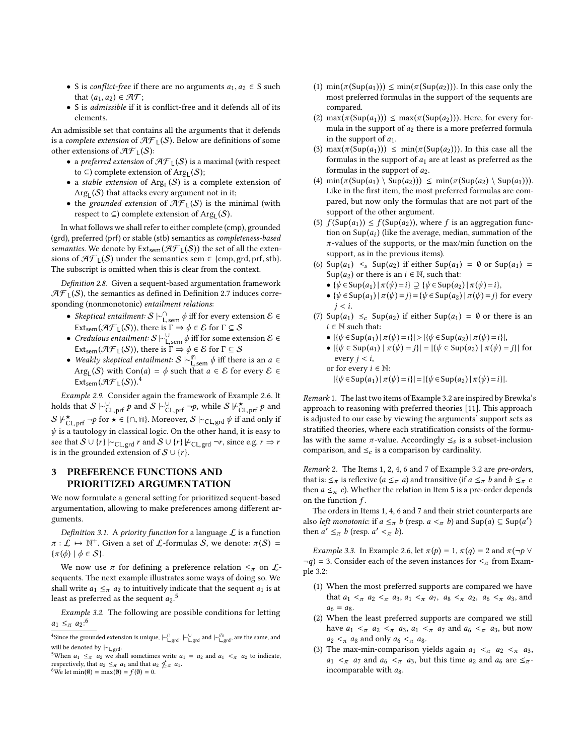- S is *conflict-free* if there are no arguments $a_1, a_2 \in \mathsf{S}$ such that $(a_1, a_2) \in \mathcal{AT}$;
- S is *admissible* if it is conflict-free and it defends all of its elements.

An admissible set that contains all the arguments that it defends is a *complete extension* of $\mathcal{AF}_{\mathsf{L}}(\mathcal{S})$. Below are definitions of some other extensions of $\mathcal{AF}_{\mathsf{L}}(\mathcal{S})$:

- a *preferred extension* of $\mathcal{AF}_{\mathsf{L}}(\mathcal{S})$ is a maximal (with respect to $\subseteq$) complete extension of $\mathsf{Arg}_{\mathsf{L}}(\mathcal{S})$;
- a *stable extension* of $\mathsf{Arg}_{\mathsf{L}}(\mathcal{S})$ is a complete extension of $\mathsf{Arg}_{\mathsf{L}}(\mathcal{S})$ that attacks every argument not in it;
- the *grounded extension* of $\mathcal{AF}_{\mathsf{L}}(\mathcal{S})$ is the minimal (with respect to $\subseteq$) complete extension of $\mathsf{Arg}_{\mathsf{L}}(\mathcal{S})$.

In what follows we shall refer to either complete (cmp), grounded (grd), preferred (prf) or stable (stb) semantics as *completeness-based semantics*. We denote by $\mathsf{Ext}_{\mathsf{sem}}(\mathcal{AF}_{\mathsf{L}}(\mathcal{S}))$ the set of all the extensions of $\mathcal{AF}_{\mathsf{L}}(\mathcal{S})$ under the semantics sem $\in$ {cmp, grd, prf, stb}. The subscript is omitted when this is clear from the context.

*Definition 2.8.* Given a sequent-based argumentation framework $\mathcal{AF}_{\mathsf{L}}(\mathcal{S})$, the semantics as defined in Definition 2.7 induces corresponding (nonmonotonic) *entailment relations*:

- *Skeptical entailment:* $\mathcal{S} \mid\!\sim^{\cap}_{\mathsf{L},\mathsf{sem}} \phi$ iff for every extension $\mathcal{E} \in \mathsf{Ext}_{\mathsf{sem}}(\mathcal{AF}_{\mathsf{L}}(\mathcal{S}))$, there is $\Gamma \Rightarrow \phi \in \mathcal{E}$ for $\Gamma \subseteq \mathcal{S}$
- *Credulous entailment:* $\mathcal{S} \mid\!\sim^{\cup}_{\mathsf{L},\mathsf{sem}} \phi$ iff for some extension $\mathcal{E} \in \mathsf{Ext}_{\mathsf{sem}}(\mathcal{AF}_{\mathsf{L}}(\mathcal{S}))$, there is $\Gamma \Rightarrow \phi \in \mathcal{E}$ for $\Gamma \subseteq \mathcal{S}$
- *Weakly skeptical entailment:* $\mathcal{S} \mid\!\sim^{\Cap}_{\mathsf{L},\mathsf{sem}} \phi$ iff there is an $a \in \mathsf{Arg}_{\mathsf{L}}(\mathcal{S})$ with $\mathsf{Con}(a) = \phi$ such that $a \in \mathcal{E}$ for every $\mathcal{E} \in \mathsf{Ext}_{\mathsf{sem}}(\mathcal{AF}_{\mathsf{L}}(\mathcal{S}))$.[4]

*Example 2.9.* Consider again the framework of Example 2.6. It holds that $\mathcal{S} \mid\!\sim^{\cup}_{\mathsf{CL},\mathsf{prf}} p$ and $\mathcal{S} \mid\!\sim^{\cup}_{\mathsf{CL},\mathsf{prf}} \neg p$, while $\mathcal{S} \not\mid\!\sim^{\star}_{\mathsf{CL},\mathsf{prf}} p$ and $\mathcal{S} \not\mid\!\sim^{\star}_{\mathsf{CL},\mathsf{prf}} \neg p$ for $\star \in \{\cap, \Cap\}$. Moreover, $\mathcal{S} \mid\!\sim_{\mathsf{CL},\mathsf{grd}} \psi$ if and only if $\psi$ is a tautology in classical logic. On the other hand, it is easy to see that $\mathcal{S} \cup \{r\} \mid\!\sim_{\mathsf{CL},\mathsf{grd}} r$ and $\mathcal{S} \cup \{r\} \not\mid\!\sim_{\mathsf{CL},\mathsf{grd}} \neg r$, since e.g. $r \Rightarrow r$ is in the grounded extension of $\mathcal{S} \cup \{r\}$.

# 3 PREFERENCE FUNCTIONS AND PRIORITIZED ARGUMENTATION

We now formulate a general setting for prioritized sequent-based argumentation, allowing to make preferences among different arguments.

*Definition 3.1.* A *priority function* for a language $\mathcal{L}$ is a function $\pi : \mathcal{L} \mapsto \mathbb{N}^{+}$. Given a set of $\mathcal{L}$-formulas $\mathcal{S}$, we denote: $\pi(\mathcal{S}) = \{\pi(\phi) \mid \phi \in \mathcal{S}\}$.

We now use $\pi$ for defining a preference relation $\leq_\pi$ on $\mathcal{L}$-sequents. The next example illustrates some ways of doing so. We shall write $a_1 \leq_\pi a_2$ to intuitively indicate that the sequent $a_1$ is at least as preferred as the sequent $a_2$.[5]

*Example 3.2.* The following are possible conditions for letting $a_1 \leq_\pi a_2$:[6]

(1) $\min(\pi(\mathsf{Sup}(a_1))) \leq \min(\pi(\mathsf{Sup}(a_2)))$. In this case only the most preferred formulas in the support of the sequents are compared.
(2) $\max(\pi(\mathsf{Sup}(a_1))) \leq \max(\pi(\mathsf{Sup}(a_2)))$. Here, for every formula in the support of $a_2$ there is a more preferred formula in the support of $a_1$.
(3) $\max(\pi(\mathsf{Sup}(a_1))) \leq \min(\pi(\mathsf{Sup}(a_2)))$. In this case all the formulas in the support of $a_1$ are at least as preferred as the formulas in the support of $a_2$.
(4) $\min(\pi(\mathsf{Sup}(a_1) \setminus \mathsf{Sup}(a_2))) \leq \min(\pi(\mathsf{Sup}(a_2) \setminus \mathsf{Sup}(a_1)))$. Like in the first item, the most preferred formulas are compared, but now only the formulas that are not part of the support of the other argument.
(5) $f(\mathsf{Sup}(a_1)) \leq f(\mathsf{Sup}(a_2))$, where $f$ is an aggregation function on $\mathsf{Sup}(a_i)$ (like the average, median, summation of the $\pi$-values of the supports, or the max/min function on the support, as in the previous items).
(6) $\mathsf{Sup}(a_1) \preceq_s \mathsf{Sup}(a_2)$ if either $\mathsf{Sup}(a_1) = \emptyset$ or $\mathsf{Sup}(a_1) = \mathsf{Sup}(a_2)$ or there is an $i \in \mathbb{N}$, such that:
   - $\{\psi \in \mathsf{Sup}(a_1) \mid \pi(\psi) = i\} \supsetneq \{\psi \in \mathsf{Sup}(a_2) \mid \pi(\psi) = i\}$,
   - $\{\psi \in \mathsf{Sup}(a_1) \mid \pi(\psi) = j\} = \{\psi \in \mathsf{Sup}(a_2) \mid \pi(\psi) = j\}$ for every $j < i$.
(7) $\mathsf{Sup}(a_1) \preceq_c \mathsf{Sup}(a_2)$ if either $\mathsf{Sup}(a_1) = \emptyset$ or there is an $i \in \mathbb{N}$ such that:
   - $|\{\psi \in \mathsf{Sup}(a_1) \mid \pi(\psi) = i\}| > |\{\psi \in \mathsf{Sup}(a_2) \mid \pi(\psi) = i\}|$,
   - $|\{\psi \in \mathsf{Sup}(a_1) \mid \pi(\psi) = j\}| = |\{\psi \in \mathsf{Sup}(a_2) \mid \pi(\psi) = j\}|$ for every $j < i$,

   or for every $i \in \mathbb{N}$:
   $|\{\psi \in \mathsf{Sup}(a_1) \mid \pi(\psi) = i\}| = |\{\psi \in \mathsf{Sup}(a_2) \mid \pi(\psi) = i\}|$.

*Remark 1.* The last two items of Example 3.2 are inspired by Brewka's approach to reasoning with preferred theories [11]. This approach is adjusted to our case by viewing the arguments' support sets as stratified theories, where each stratification consists of the formulas with the same $\pi$-value. Accordingly $\preceq_s$ is a subset-inclusion comparison, and $\preceq_c$ is a comparison by cardinality.

*Remark 2.* The Items 1, 2, 4, 6 and 7 of Example 3.2 are *pre-orders*, that is: $\leq_\pi$ is reflexive ($a \leq_\pi a$) and transitive (if $a \leq_\pi b$ and $b \leq_\pi c$ then $a \leq_\pi c$). Whether the relation in Item 5 is a pre-order depends on the function $f$.

The orders in Items 1, 4, 6 and 7 and their strict counterparts are also *left monotonic*: if $a \leq_\pi b$ (resp. $a <_\pi b$) and $\mathsf{Sup}(a) \subseteq \mathsf{Sup}(a')$ then $a' \leq_\pi b$ (resp. $a' <_\pi b$).

*Example 3.3.* In Example 2.6, let $\pi(p) = 1$, $\pi(q) = 2$ and $\pi(\neg p \vee \neg q) = 3$. Consider each of the seven instances for $\leq_\pi$ from Example 3.2:

(1) When the most preferred supports are compared we have that $a_1 <_\pi a_2 <_\pi a_3$, $a_1 <_\pi a_7$, $a_8 <_\pi a_2$, $a_6 <_\pi a_3$, and $a_6 = a_8$.
(2) When the least preferred supports are compared we still have $a_1 <_\pi a_2 <_\pi a_3$, $a_1 <_\pi a_7$ and $a_6 <_\pi a_3$, but now $a_2 <_\pi a_8$ and only $a_6 <_\pi a_8$.
(3) The max-min-comparison yields again $a_1 <_\pi a_2 <_\pi a_3$, $a_1 <_\pi a_7$ and $a_6 <_\pi a_3$, but this time $a_2$ and $a_6$ are $\leq_\pi$-incomparable with $a_8$.

---

[4] Since the grounded extension is unique, $\mid\!\sim^{\cap}_{\mathsf{L},\mathsf{grd}}$, $\mid\!\sim^{\cup}_{\mathsf{L},\mathsf{grd}}$ and $\mid\!\sim^{\Cap}_{\mathsf{L},\mathsf{grd}}$, are the same, and will be denoted by $\mid\!\sim_{\mathsf{L},\mathsf{grd}}$.

[5] When $a_1 \leq_\pi a_2$ we shall sometimes write $a_1 = a_2$ and $a_1 <_\pi a_2$ to indicate, respectively, that $a_2 \leq_\pi a_1$ and that $a_2 \not\leq_\pi a_1$.

[6] We let $\min(\emptyset) = \max(\emptyset) = f(\emptyset) = 0$.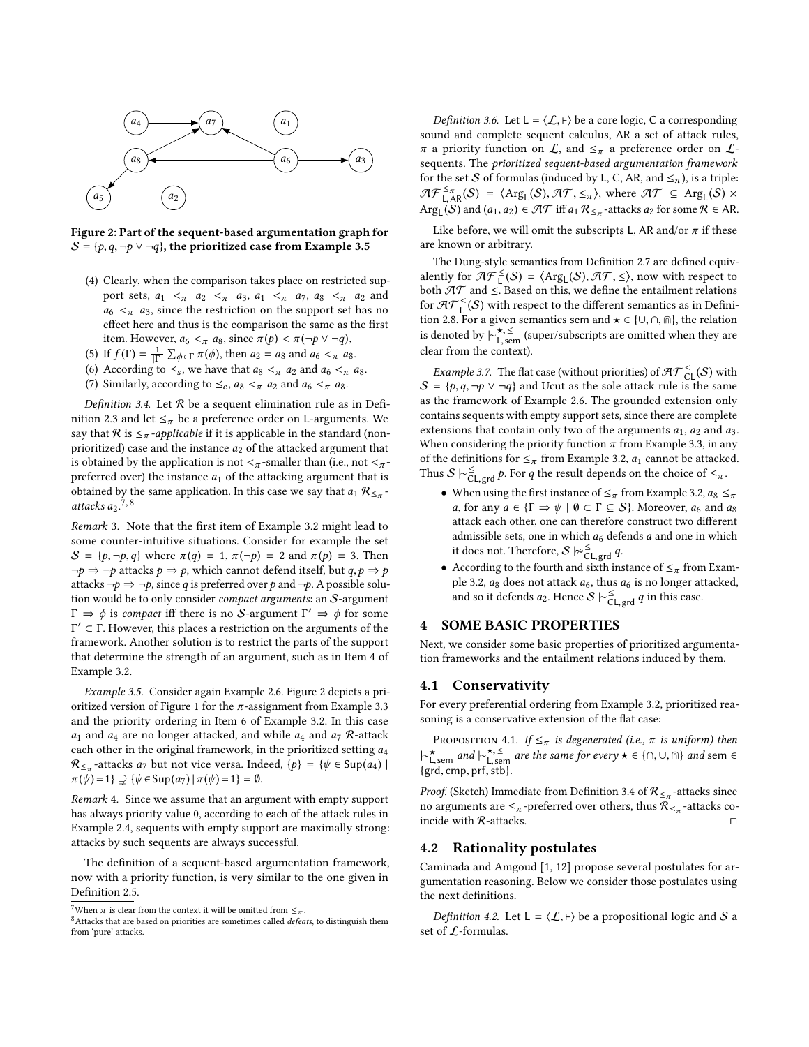Figure 2: Part of the sequent-based argumentation graph for $\mathcal{S} = \{p, q, \neg p \vee \neg q\}$, the prioritized case from Example 3.5

(4) Clearly, when the comparison takes place on restricted support sets, $a_1 <_\pi a_2 <_\pi a_3$, $a_1 <_\pi a_7$, $a_8 <_\pi a_2$ and $a_6 <_\pi a_3$, since the restriction on the support set has no effect here and thus is the comparison the same as the first item. However, $a_6 <_\pi a_8$, since $\pi(p) < \pi(\neg p \vee \neg q)$,

(5) If $f(\Gamma) = \frac{1}{|\Gamma|} \sum_{\phi \in \Gamma} \pi(\phi)$, then $a_2 = a_8$ and $a_6 <_\pi a_8$.

(6) According to $\leq_s$, we have that $a_8 <_\pi a_2$ and $a_6 <_\pi a_8$.

(7) Similarly, according to $\leq_c$, $a_8 <_\pi a_2$ and $a_6 <_\pi a_8$.

*Definition 3.4.* Let $\mathcal{R}$ be a sequent elimination rule as in Definition 2.3 and let $\leq_\pi$ be a preference order on L-arguments. We say that $\mathcal{R}$ is $\leq_\pi$*-applicable* if it is applicable in the standard (non-prioritized) case and the instance $a_2$ of the attacked argument that is obtained by the application is not $<_\pi$-smaller than (i.e., not $<_\pi$-preferred over) the instance $a_1$ of the attacking argument that is obtained by the same application. In this case we say that $a_1$ $\mathcal{R}_{\leq_\pi}$*-attacks* $a_2$.[7,8]

*Remark* 3. Note that the first item of Example 3.2 might lead to some counter-intuitive situations. Consider for example the set $\mathcal{S} = \{p, \neg p, q\}$ where $\pi(q) = 1$, $\pi(\neg p) = 2$ and $\pi(p) = 3$. Then $\neg p \Rightarrow \neg p$ attacks $p \Rightarrow p$, which cannot defend itself, but $q, p \Rightarrow p$ attacks $\neg p \Rightarrow \neg p$, since $q$ is preferred over $p$ and $\neg p$. A possible solution would be to only consider *compact arguments*: an $\mathcal{S}$-argument $\Gamma \Rightarrow \phi$ is *compact* iff there is no $\mathcal{S}$-argument $\Gamma' \Rightarrow \phi$ for some $\Gamma' \subset \Gamma$. However, this places a restriction on the arguments of the framework. Another solution is to restrict the parts of the support that determine the strength of an argument, such as in Item 4 of Example 3.2.

*Example 3.5.* Consider again Example 2.6. Figure 2 depicts a prioritized version of Figure 1 for the $\pi$-assignment from Example 3.3 and the priority ordering in Item 6 of Example 3.2. In this case $a_1$ and $a_4$ are no longer attacked, and while $a_4$ and $a_7$ $\mathcal{R}$-attack each other in the original framework, in the prioritized setting $a_4$ $\mathcal{R}_{\leq_\pi}$-attacks $a_7$ but not vice versa. Indeed, $\{p\} = \{\psi \in \mathrm{Sup}(a_4) \mid \pi(\psi) = 1\} \supsetneq \{\psi \in \mathrm{Sup}(a_7) \mid \pi(\psi) = 1\} = \emptyset$.

*Remark* 4. Since we assume that an argument with empty support has always priority value 0, according to each of the attack rules in Example 2.4, sequents with empty support are maximally strong: attacks by such sequents are always successful.

The definition of a sequent-based argumentation framework, now with a priority function, is very similar to the one given in Definition 2.5.

[7] When $\pi$ is clear from the context it will be omitted from $\leq_\pi$.

[8] Attacks that are based on priorities are sometimes called *defeats*, to distinguish them from 'pure' attacks.

*Definition 3.6.* Let $\mathsf{L} = \langle \mathcal{L}, \vdash \rangle$ be a core logic, C a corresponding sound and complete sequent calculus, AR a set of attack rules, $\pi$ a priority function on $\mathcal{L}$, and $\leq_\pi$ a preference order on $\mathcal{L}$-sequents. The *prioritized sequent-based argumentation framework* for the set $\mathcal{S}$ of formulas (induced by L, C, AR, and $\leq_\pi$), is a triple: $\mathcal{AF}^{\leq_\pi}_{\mathsf{L},\mathsf{AR}}(\mathcal{S}) = \langle \mathrm{Arg}_\mathsf{L}(\mathcal{S}), \mathcal{AT}, \leq_\pi \rangle$, where $\mathcal{AT} \subseteq \mathrm{Arg}_\mathsf{L}(\mathcal{S}) \times \mathrm{Arg}_\mathsf{L}(\mathcal{S})$ and $(a_1, a_2) \in \mathcal{AT}$ iff $a_1$ $\mathcal{R}_{\leq_\pi}$-attacks $a_2$ for some $\mathcal{R} \in \mathsf{AR}$.

Like before, we will omit the subscripts L, AR and/or $\pi$ if these are known or arbitrary.

The Dung-style semantics from Definition 2.7 are defined equivalently for $\mathcal{AF}^{\leq}_{\mathsf{L}}(\mathcal{S}) = \langle \mathrm{Arg}_\mathsf{L}(\mathcal{S}), \mathcal{AT}, \leq \rangle$, now with respect to both $\mathcal{AT}$ and $\leq$. Based on this, we define the entailment relations for $\mathcal{AF}^{\leq}_{\mathsf{L}}(\mathcal{S})$ with respect to the different semantics as in Definition 2.8. For a given semantics sem and $\star \in \{\cup, \cap, \Cap\}$, the relation is denoted by $\mid\!\sim^{\star,\leq}_{\mathsf{L},\mathrm{sem}}$ (super/subscripts are omitted when they are clear from the context).

*Example 3.7.* The flat case (without priorities) of $\mathcal{AF}^{\leq}_{\mathsf{CL}}(\mathcal{S})$ with $\mathcal{S} = \{p, q, \neg p \vee \neg q\}$ and Ucut as the sole attack rule is the same as the framework of Example 2.6. The grounded extension only contains sequents with empty support sets, since there are complete extensions that contain only two of the arguments $a_1$, $a_2$ and $a_3$. When considering the priority function $\pi$ from Example 3.3, in any of the definitions for $\leq_\pi$ from Example 3.2, $a_1$ cannot be attacked. Thus $\mathcal{S} \mid\!\sim^{\leq}_{\mathsf{CL},\mathrm{grd}} p$. For $q$ the result depends on the choice of $\leq_\pi$.

- When using the first instance of $\leq_\pi$ from Example 3.2, $a_8 \leq_\pi a$, for any $a \in \{\Gamma \Rightarrow \psi \mid \emptyset \subset \Gamma \subseteq \mathcal{S}\}$. Moreover, $a_6$ and $a_8$ attack each other, one can therefore construct two different admissible sets, one in which $a_6$ defends $a$ and one in which it does not. Therefore, $\mathcal{S} \not\mid\!\sim^{\leq}_{\mathsf{CL},\mathrm{grd}} q$.
- According to the fourth and sixth instance of $\leq_\pi$ from Example 3.2, $a_8$ does not attack $a_6$, thus $a_6$ is no longer attacked, and so it defends $a_2$. Hence $\mathcal{S} \mid\!\sim^{\leq}_{\mathsf{CL},\mathrm{grd}} q$ in this case.

## 4 SOME BASIC PROPERTIES

Next, we consider some basic properties of prioritized argumentation frameworks and the entailment relations induced by them.

### 4.1 Conservativity

For every preferential ordering from Example 3.2, prioritized reasoning is a conservative extension of the flat case:

Proposition 4.1. *If $\leq_\pi$ is degenerated (i.e., $\pi$ is uniform) then $\mid\!\sim^{\star}_{\mathsf{L},\mathrm{sem}}$ and $\mid\!\sim^{\star,\leq}_{\mathsf{L},\mathrm{sem}}$ are the same for every $\star \in \{\cap, \cup, \Cap\}$ and sem $\in$ {grd, cmp, prf, stb}.*

*Proof.* (Sketch) Immediate from Definition 3.4 of $\mathcal{R}_{\leq_\pi}$-attacks since no arguments are $\leq_\pi$-preferred over others, thus $\mathcal{R}_{\leq_\pi}$-attacks coincide with $\mathcal{R}$-attacks. □

### 4.2 Rationality postulates

Caminada and Amgoud [1, 12] propose several postulates for argumentation reasoning. Below we consider those postulates using the next definitions.

*Definition 4.2.* Let $\mathsf{L} = \langle \mathcal{L}, \vdash \rangle$ be a propositional logic and $\mathcal{S}$ a set of $\mathcal{L}$-formulas.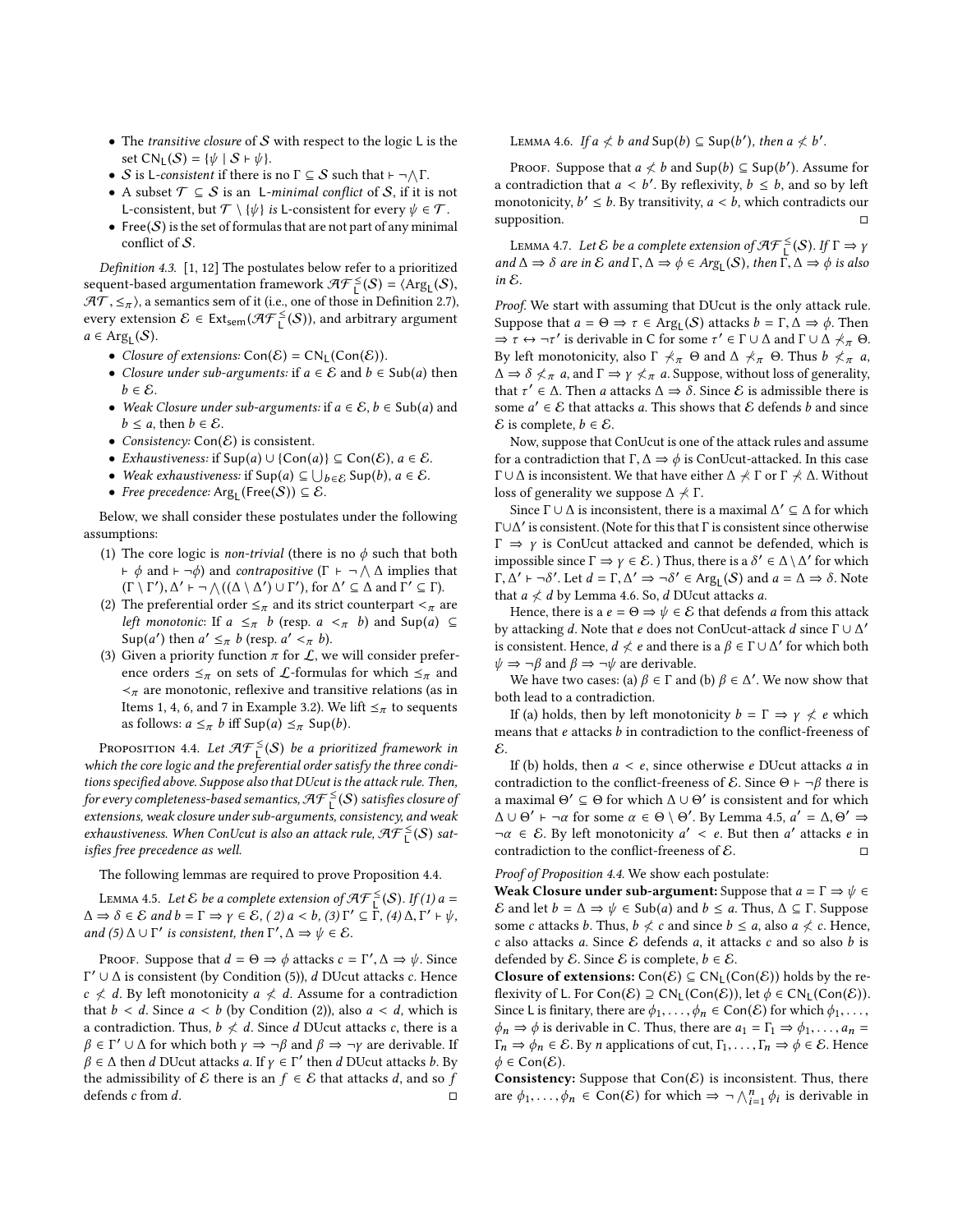- The *transitive closure* of $\mathcal{S}$ with respect to the logic L is the set $\mathsf{CN}_\mathsf{L}(\mathcal{S}) = \{\psi \mid \mathcal{S} \vdash \psi\}$.
- $\mathcal{S}$ is L-*consistent* if there is no $\Gamma \subseteq \mathcal{S}$ such that $\vdash \neg \bigwedge \Gamma$.
- A subset $\mathcal{T} \subseteq \mathcal{S}$ is an L-*minimal conflict* of $\mathcal{S}$, if it is not L-consistent, but $\mathcal{T} \setminus \{\psi\}$ *is* L-consistent for every $\psi \in \mathcal{T}$.
- $\mathsf{Free}(\mathcal{S})$ is the set of formulas that are not part of any minimal conflict of $\mathcal{S}$.

*Definition 4.3.* [1, 12] The postulates below refer to a prioritized sequent-based argumentation framework $\mathcal{AF}^{\leq}_{\mathsf{L}}(\mathcal{S}) = \langle \mathsf{Arg}_\mathsf{L}(\mathcal{S}), \mathcal{AT}, \leq_\pi \rangle$, a semantics sem of it (i.e., one of those in Definition 2.7), every extension $\mathcal{E} \in \mathsf{Ext}_{\mathsf{sem}}(\mathcal{AF}^{\leq}_{\mathsf{L}}(\mathcal{S}))$, and arbitrary argument $a \in \mathsf{Arg}_\mathsf{L}(\mathcal{S})$.

- *Closure of extensions:* $\mathsf{Con}(\mathcal{E}) = \mathsf{CN}_\mathsf{L}(\mathsf{Con}(\mathcal{E}))$.
- *Closure under sub-arguments:* if $a \in \mathcal{E}$ and $b \in \mathsf{Sub}(a)$ then $b \in \mathcal{E}$.
- *Weak Closure under sub-arguments:* if $a \in \mathcal{E}$, $b \in \mathsf{Sub}(a)$ and $b \leq a$, then $b \in \mathcal{E}$.
- *Consistency:* $\mathsf{Con}(\mathcal{E})$ is consistent.
- *Exhaustiveness:* if $\mathsf{Sup}(a) \cup \{\mathsf{Con}(a)\} \subseteq \mathsf{Con}(\mathcal{E})$, $a \in \mathcal{E}$.
- *Weak exhaustiveness:* if $\mathsf{Sup}(a) \subseteq \bigcup_{b \in \mathcal{E}} \mathsf{Sup}(b)$, $a \in \mathcal{E}$.
- *Free precedence:* $\mathsf{Arg}_\mathsf{L}(\mathsf{Free}(\mathcal{S})) \subseteq \mathcal{E}$.

Below, we shall consider these postulates under the following assumptions:

1. The core logic is *non-trivial* (there is no $\phi$ such that both $\vdash \phi$ and $\vdash \neg\phi$) and *contrapositive* ($\Gamma \vdash \neg \bigwedge \Delta$ implies that $(\Gamma \setminus \Gamma'), \Delta' \vdash \neg \bigwedge ((\Delta \setminus \Delta') \cup \Gamma')$, for $\Delta' \subseteq \Delta$ and $\Gamma' \subseteq \Gamma$).
2. The preferential order $\leq_\pi$ and its strict counterpart $<_\pi$ are *left monotonic*: If $a \leq_\pi b$ (resp. $a <_\pi b$) and $\mathsf{Sup}(a) \subseteq \mathsf{Sup}(a')$ then $a' \leq_\pi b$ (resp. $a' <_\pi b$).
3. Given a priority function $\pi$ for $\mathcal{L}$, we will consider preference orders $\leq_\pi$ on sets of $\mathcal{L}$-formulas for which $\leq_\pi$ and $<_\pi$ are monotonic, reflexive and transitive relations (as in Items 1, 4, 6, and 7 in Example 3.2). We lift $\leq_\pi$ to sequents as follows: $a \leq_\pi b$ iff $\mathsf{Sup}(a) \leq_\pi \mathsf{Sup}(b)$.

Proposition 4.4. *Let $\mathcal{AF}^{\leq}_{\mathsf{L}}(\mathcal{S})$ be a prioritized framework in which the core logic and the preferential order satisfy the three conditions specified above. Suppose also that DUcut is the attack rule. Then, for every completeness-based semantics, $\mathcal{AF}^{\leq}_{\mathsf{L}}(\mathcal{S})$ satisfies closure of extensions, weak closure under sub-arguments, consistency, and weak exhaustiveness. When ConUcut is also an attack rule, $\mathcal{AF}^{\leq}_{\mathsf{L}}(\mathcal{S})$ satisfies free precedence as well.*

The following lemmas are required to prove Proposition 4.4.

Lemma 4.5. *Let $\mathcal{E}$ be a complete extension of $\mathcal{AF}^{\leq}_{\mathsf{L}}(\mathcal{S})$. If (1) $a = \Delta \Rightarrow \delta \in \mathcal{E}$ and $b = \Gamma \Rightarrow \gamma \in \mathcal{E}$, ( 2) $a < b$, (3) $\Gamma' \subseteq \Gamma$, (4) $\Delta, \Gamma' \vdash \psi$, and (5) $\Delta \cup \Gamma'$ is consistent, then $\Gamma', \Delta \Rightarrow \psi \in \mathcal{E}$.*

Proof. Suppose that $d = \Theta \Rightarrow \phi$ attacks $c = \Gamma', \Delta \Rightarrow \psi$. Since $\Gamma' \cup \Delta$ is consistent (by Condition (5)), $d$ DUcut attacks $c$. Hence $c \not< d$. By left monotonicity $a \not< d$. Assume for a contradiction that $b < d$. Since $a < b$ (by Condition (2)), also $a < d$, which is a contradiction. Thus, $b \not< d$. Since $d$ DUcut attacks $c$, there is a $\beta \in \Gamma' \cup \Delta$ for which both $\gamma \Rightarrow \neg\beta$ and $\beta \Rightarrow \neg\gamma$ are derivable. If $\beta \in \Delta$ then $d$ DUcut attacks $a$. If $\gamma \in \Gamma'$ then $d$ DUcut attacks $b$. By the admissibility of $\mathcal{E}$ there is an $f \in \mathcal{E}$ that attacks $d$, and so $f$ defends $c$ from $d$. ◻

Lemma 4.6. *If $a \not< b$ and $\mathsf{Sup}(b) \subseteq \mathsf{Sup}(b')$, then $a \not< b'$.*

Proof. Suppose that $a \not< b$ and $\mathsf{Sup}(b) \subseteq \mathsf{Sup}(b')$. Assume for a contradiction that $a < b'$. By reflexivity, $b \leq b$, and so by left monotonicity, $b' \leq b$. By transitivity, $a < b$, which contradicts our supposition. ◻

Lemma 4.7. *Let $\mathcal{E}$ be a complete extension of $\mathcal{AF}^{\leq}_{\mathsf{L}}(\mathcal{S})$. If $\Gamma \Rightarrow \gamma$ and $\Delta \Rightarrow \delta$ are in $\mathcal{E}$ and $\Gamma, \Delta \Rightarrow \phi \in \mathsf{Arg}_\mathsf{L}(\mathcal{S})$, then $\Gamma, \Delta \Rightarrow \phi$ is also in $\mathcal{E}$.*

*Proof.* We start with assuming that DUcut is the only attack rule. Suppose that $a = \Theta \Rightarrow \tau \in \mathsf{Arg}_\mathsf{L}(\mathcal{S})$ attacks $b = \Gamma, \Delta \Rightarrow \phi$. Then $\Rightarrow \tau \leftrightarrow \neg\tau'$ is derivable in C for some $\tau' \in \Gamma \cup \Delta$ and $\Gamma \cup \Delta \not<_\pi \Theta$. By left monotonicity, also $\Gamma \not<_\pi \Theta$ and $\Delta \not<_\pi \Theta$. Thus $b \not<_\pi a$, $\Delta \Rightarrow \delta \not<_\pi a$, and $\Gamma \Rightarrow \gamma \not<_\pi a$. Suppose, without loss of generality, that $\tau' \in \Delta$. Then $a$ attacks $\Delta \Rightarrow \delta$. Since $\mathcal{E}$ is admissible there is some $a' \in \mathcal{E}$ that attacks $a$. This shows that $\mathcal{E}$ defends $b$ and since $\mathcal{E}$ is complete, $b \in \mathcal{E}$.

Now, suppose that ConUcut is one of the attack rules and assume for a contradiction that $\Gamma, \Delta \Rightarrow \phi$ is ConUcut-attacked. In this case $\Gamma \cup \Delta$ is inconsistent. We that have either $\Delta \not< \Gamma$ or $\Gamma \not< \Delta$. Without loss of generality we suppose $\Delta \not< \Gamma$.

Since $\Gamma \cup \Delta$ is inconsistent, there is a maximal $\Delta' \subseteq \Delta$ for which $\Gamma \cup \Delta'$ is consistent. (Note for this that $\Gamma$ is consistent since otherwise $\Gamma \Rightarrow \gamma$ is ConUcut attacked and cannot be defended, which is impossible since $\Gamma \Rightarrow \gamma \in \mathcal{E}$.) Thus, there is a $\delta' \in \Delta \setminus \Delta'$ for which $\Gamma, \Delta' \vdash \neg\delta'$. Let $d = \Gamma, \Delta' \Rightarrow \neg\delta' \in \mathsf{Arg}_\mathsf{L}(\mathcal{S})$ and $a = \Delta \Rightarrow \delta$. Note that $a \not< d$ by Lemma 4.6. So, $d$ DUcut attacks $a$.

Hence, there is a $e = \Theta \Rightarrow \psi \in \mathcal{E}$ that defends $a$ from this attack by attacking $d$. Note that $e$ does not ConUcut-attack $d$ since $\Gamma \cup \Delta'$ is consistent. Hence, $d \not< e$ and there is a $\beta \in \Gamma \cup \Delta'$ for which both $\psi \Rightarrow \neg\beta$ and $\beta \Rightarrow \neg\psi$ are derivable.

We have two cases: (a) $\beta \in \Gamma$ and (b) $\beta \in \Delta'$. We now show that both lead to a contradiction.

If (a) holds, then by left monotonicity $b = \Gamma \Rightarrow \gamma \not< e$ which means that $e$ attacks $b$ in contradiction to the conflict-freeness of $\mathcal{E}$.

If (b) holds, then $a < e$, since otherwise $e$ DUcut attacks $a$ in contradiction to the conflict-freeness of $\mathcal{E}$. Since $\Theta \vdash \neg\beta$ there is a maximal $\Theta' \subseteq \Theta$ for which $\Delta \cup \Theta'$ is consistent and for which $\Delta \cup \Theta' \vdash \neg\alpha$ for some $\alpha \in \Theta \setminus \Theta'$. By Lemma 4.5, $a' = \Delta, \Theta' \Rightarrow \neg\alpha \in \mathcal{E}$. By left monotonicity $a' < e$. But then $a'$ attacks $e$ in contradiction to the conflict-freeness of $\mathcal{E}$. ◻

*Proof of Proposition 4.4.* We show each postulate:

**Weak Closure under sub-argument:** Suppose that $a = \Gamma \Rightarrow \psi \in \mathcal{E}$ and let $b = \Delta \Rightarrow \psi \in \mathsf{Sub}(a)$ and $b \leq a$. Thus, $\Delta \subseteq \Gamma$. Suppose some $c$ attacks $b$. Thus, $b \not< c$ and since $b \leq a$, also $a \not< c$. Hence, $c$ also attacks $a$. Since $\mathcal{E}$ defends $a$, it attacks $c$ and so also $b$ is defended by $\mathcal{E}$. Since $\mathcal{E}$ is complete, $b \in \mathcal{E}$.

**Closure of extensions:** $\mathsf{Con}(\mathcal{E}) \subseteq \mathsf{CN}_\mathsf{L}(\mathsf{Con}(\mathcal{E}))$ holds by the reflexivity of L. For $\mathsf{Con}(\mathcal{E}) \supseteq \mathsf{CN}_\mathsf{L}(\mathsf{Con}(\mathcal{E}))$, let $\phi \in \mathsf{CN}_\mathsf{L}(\mathsf{Con}(\mathcal{E}))$. Since L is finitary, there are $\phi_1, \ldots, \phi_n \in \mathsf{Con}(\mathcal{E})$ for which $\phi_1, \ldots, \phi_n \Rightarrow \phi$ is derivable in C. Thus, there are $a_1 = \Gamma_1 \Rightarrow \phi_1, \ldots, a_n = \Gamma_n \Rightarrow \phi_n \in \mathcal{E}$. By $n$ applications of cut, $\Gamma_1, \ldots, \Gamma_n \Rightarrow \phi \in \mathcal{E}$. Hence $\phi \in \mathsf{Con}(\mathcal{E})$.

**Consistency:** Suppose that $\mathsf{Con}(\mathcal{E})$ is inconsistent. Thus, there are $\phi_1, \ldots, \phi_n \in \mathsf{Con}(\mathcal{E})$ for which $\Rightarrow \neg \bigwedge_{i=1}^{n} \phi_i$ is derivable in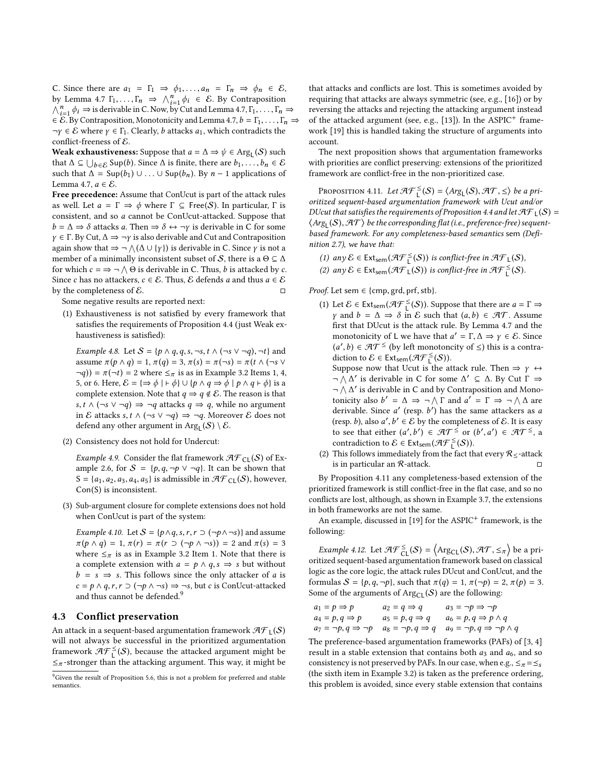C. Since there are $a_1 = \Gamma_1 \Rightarrow \phi_1, \ldots, a_n = \Gamma_n \Rightarrow \phi_n \in \mathcal{E}$, by Lemma 4.7 $\Gamma_1, \ldots, \Gamma_n \Rightarrow \bigwedge_{i=1}^n \phi_i \in \mathcal{E}$. By Contraposition $\bigwedge_{i=1}^n \phi_i \Rightarrow$ is derivable in C. Now, by Cut and Lemma 4.7, $\Gamma_1, \ldots, \Gamma_n \Rightarrow \; \in \mathcal{E}$. By Contraposition, Monotonicity and Lemma 4.7, $b = \Gamma_1, \ldots, \Gamma_n \Rightarrow \neg\gamma \in \mathcal{E}$ where $\gamma \in \Gamma_1$. Clearly, $b$ attacks $a_1$, which contradicts the conflict-freeness of $\mathcal{E}$.

**Weak exhaustiveness:** Suppose that $a = \Delta \Rightarrow \psi \in \text{Arg}_{\mathsf{L}}(\mathcal{S})$ such that $\Delta \subseteq \bigcup_{b \in \mathcal{E}} \text{Sup}(b)$. Since $\Delta$ is finite, there are $b_1, \ldots, b_n \in \mathcal{E}$ such that $\Delta = \text{Sup}(b_1) \cup \ldots \cup \text{Sup}(b_n)$. By $n-1$ applications of Lemma 4.7, $a \in \mathcal{E}$.

**Free precedence:** Assume that ConUcut is part of the attack rules as well. Let $a = \Gamma \Rightarrow \phi$ where $\Gamma \subseteq \text{Free}(\mathcal{S})$. In particular, $\Gamma$ is consistent, and so $a$ cannot be ConUcut-attacked. Suppose that $b = \Delta \Rightarrow \delta$ attacks $a$. Then $\Rightarrow \delta \leftrightarrow \neg\gamma$ is derivable in C for some $\gamma \in \Gamma$. By Cut, $\Delta \Rightarrow \neg\gamma$ is also derivable and Cut and Contraposition again show that $\Rightarrow \neg \bigwedge(\Delta \cup \{\gamma\})$ is derivable in C. Since $\gamma$ is not a member of a minimally inconsistent subset of $\mathcal{S}$, there is a $\Theta \subseteq \Delta$ for which $c = \; \Rightarrow \neg \bigwedge \Theta$ is derivable in C. Thus, $b$ is attacked by $c$. Since $c$ has no attackers, $c \in \mathcal{E}$. Thus, $\mathcal{E}$ defends $a$ and thus $a \in \mathcal{E}$ by the completeness of $\mathcal{E}$. □

Some negative results are reported next:

(1) Exhaustiveness is not satisfied by every framework that satisfies the requirements of Proposition 4.4 (just Weak exhaustiveness is satisfied):

*Example 4.8.* Let $\mathcal{S} = \{p \wedge q, q, s, \neg s, t \wedge (\neg s \vee \neg q), \neg t\}$ and assume $\pi(p \wedge q) = 1$, $\pi(q) = 3$, $\pi(s) = \pi(\neg s) = \pi(t \wedge (\neg s \vee \neg q)) = \pi(\neg t) = 2$ where $\leq_\pi$ is as in Example 3.2 Items 1, 4, 5, or 6. Here, $\mathcal{E} = \{\Rightarrow \phi \mid \vdash \phi\} \cup \{p \wedge q \Rightarrow \phi \mid p \wedge q \vdash \phi\}$ is a complete extension. Note that $q \Rightarrow q \notin \mathcal{E}$. The reason is that $s, t \wedge (\neg s \vee \neg q) \Rightarrow \neg q$ attacks $q \Rightarrow q$, while no argument in $\mathcal{E}$ attacks $s, t \wedge (\neg s \vee \neg q) \Rightarrow \neg q$. Moreover $\mathcal{E}$ does not defend any other argument in $\text{Arg}_{\mathsf{L}}(\mathcal{S}) \setminus \mathcal{E}$.

(2) Consistency does not hold for Undercut:

*Example 4.9.* Consider the flat framework $\mathcal{AF}_{\mathsf{CL}}(\mathcal{S})$ of Example 2.6, for $\mathcal{S} = \{p, q, \neg p \vee \neg q\}$. It can be shown that $\mathrm{S} = \{a_1, a_2, a_3, a_4, a_5\}$ is admissible in $\mathcal{AF}_{\mathsf{CL}}(\mathcal{S})$, however, $\text{Con}(\mathrm{S})$ is inconsistent.

(3) Sub-argument closure for complete extensions does not hold when ConUcut is part of the system:

*Example 4.10.* Let $\mathcal{S} = \{p \wedge q, s, r, r \supset (\neg p \wedge \neg s)\}$ and assume $\pi(p \wedge q) = 1$, $\pi(r) = \pi(r \supset (\neg p \wedge \neg s)) = 2$ and $\pi(s) = 3$ where $\leq_\pi$ is as in Example 3.2 Item 1. Note that there is a complete extension with $a = p \wedge q, s \Rightarrow s$ but without $b = s \Rightarrow s$. This follows since the only attacker of $a$ is $c = p \wedge q, r, r \supset (\neg p \wedge \neg s) \Rightarrow \neg s$, but $c$ is ConUcut-attacked and thus cannot be defended.[9]

[9] Given the result of Proposition 5.6, this is not a problem for preferred and stable semantics.

## 4.3 Conflict preservation

An attack in a sequent-based argumentation framework $\mathcal{AF}_{\mathsf{L}}(\mathcal{S})$ will not always be successful in the prioritized argumentation framework $\mathcal{AF}^{\leq}_{\mathsf{L}}(\mathcal{S})$, because the attacked argument might be $\leq_\pi$-stronger than the attacking argument. This way, it might be that attacks and conflicts are lost. This is sometimes avoided by requiring that attacks are always symmetric (see, e.g., [16]) or by reversing the attacks and rejecting the attacking argument instead of the attacked argument (see, e.g., [13]). In the ASPIC$^+$ framework [19] this is handled taking the structure of arguments into account.

The next proposition shows that argumentation frameworks with priorities are conflict preserving: extensions of the prioritized framework are conflict-free in the non-prioritized case.

Proposition 4.11. *Let $\mathcal{AF}^{\leq}_{\mathsf{L}}(\mathcal{S}) = \langle Arg_{\mathsf{L}}(\mathcal{S}), \mathcal{AT}, \leq \rangle$ be a prioritized sequent-based argumentation framework with Ucut and/or DUcut that satisfies the requirements of Proposition 4.4 and let $\mathcal{AF}_{\mathsf{L}}(\mathcal{S}) = \langle Arg_{\mathsf{L}}(\mathcal{S}), \mathcal{AT} \rangle$ be the corresponding flat (i.e., preference-free) sequent-based framework. For any completeness-based semantics* sem *(Definition 2.7), we have that:*

*(1) any $\mathcal{E} \in \mathsf{Ext}_{\mathsf{sem}}(\mathcal{AF}^{\leq}_{\mathsf{L}}(\mathcal{S}))$ is conflict-free in $\mathcal{AF}_{\mathsf{L}}(\mathcal{S})$,*

*(2) any $\mathcal{E} \in \mathsf{Ext}_{\mathsf{sem}}(\mathcal{AF}_{\mathsf{L}}(\mathcal{S}))$ is conflict-free in $\mathcal{AF}^{\leq}_{\mathsf{L}}(\mathcal{S})$.*

*Proof.* Let $\mathsf{sem} \in \{\mathsf{cmp}, \mathsf{grd}, \mathsf{prf}, \mathsf{stb}\}$.

(1) Let $\mathcal{E} \in \mathsf{Ext}_{\mathsf{sem}}(\mathcal{AF}^{\leq}_{\mathsf{L}}(\mathcal{S}))$. Suppose that there are $a = \Gamma \Rightarrow \gamma$ and $b = \Delta \Rightarrow \delta$ in $\mathcal{E}$ such that $(a, b) \in \mathcal{AT}$. Assume first that DUcut is the attack rule. By Lemma 4.7 and the monotonicity of L we have that $a' = \Gamma, \Delta \Rightarrow \gamma \in \mathcal{E}$. Since $(a', b) \in \mathcal{AT}^{\leq}$ (by left monotoncity of $\leq$) this is a contradiction to $\mathcal{E} \in \mathsf{Ext}_{\mathsf{sem}}(\mathcal{AF}^{\leq}_{\mathsf{L}}(\mathcal{S}))$.
Suppose now that Ucut is the attack rule. Then $\Rightarrow \gamma \leftrightarrow \neg \bigwedge \Delta'$ is derivable in C for some $\Delta' \subseteq \Delta$. By Cut $\Gamma \Rightarrow \neg \bigwedge \Delta'$ is derivable in C and by Contraposition and Monotonicity also $b' = \Delta \Rightarrow \neg \bigwedge \Gamma$ and $a' = \Gamma \Rightarrow \neg \bigwedge \Delta$ are derivable. Since $a'$ (resp. $b'$) has the same attackers as $a$ (resp. $b$), also $a', b' \in \mathcal{E}$ by the completeness of $\mathcal{E}$. It is easy to see that either $(a', b') \in \mathcal{AT}^{\leq}$ or $(b', a') \in \mathcal{AT}^{\leq}$, a contradiction to $\mathcal{E} \in \mathsf{Ext}_{\mathsf{sem}}(\mathcal{AF}^{\leq}_{\mathsf{L}}(\mathcal{S}))$.

(2) This follows immediately from the fact that every $\mathcal{R}_{\leq}$-attack is in particular an $\mathcal{R}$-attack. □

By Proposition 4.11 any completeness-based extension of the prioritized framework is still conflict-free in the flat case, and so no conflicts are lost, although, as shown in Example 3.7, the extensions in both frameworks are not the same.

An example, discussed in [19] for the ASPIC$^+$ framework, is the following:

*Example 4.12.* Let $\mathcal{AF}^{\leq}_{\mathsf{CL}}(\mathcal{S}) = \left\langle \text{Arg}_{\mathsf{CL}}(\mathcal{S}), \mathcal{AT}, \leq_\pi \right\rangle$ be a prioritized sequent-based argumentation framework based on classical logic as the core logic, the attack rules DUcut and ConUcut, and the formulas $\mathcal{S} = \{p, q, \neg p\}$, such that $\pi(q) = 1$, $\pi(\neg p) = 2$, $\pi(p) = 3$. Some of the arguments of $\text{Arg}_{\mathsf{CL}}(\mathcal{S})$ are the following:

$$
\begin{array}{lll}
a_1 = p \Rightarrow p & a_2 = q \Rightarrow q & a_3 = \neg p \Rightarrow \neg p \\
a_4 = p, q \Rightarrow p & a_5 = p, q \Rightarrow q & a_6 = p, q \Rightarrow p \wedge q \\
a_7 = \neg p, q \Rightarrow \neg p & a_8 = \neg p, q \Rightarrow q & a_9 = \neg p, q \Rightarrow \neg p \wedge q
\end{array}
$$

The preference-based argumentation frameworks (PAFs) of [3, 4] result in a stable extension that contains both $a_3$ and $a_6$, and so consistency is not preserved by PAFs. In our case, when e.g., $\leq_\pi = \preceq_s$ (the sixth item in Example 3.2) is taken as the preference ordering, this problem is avoided, since every stable extension that contains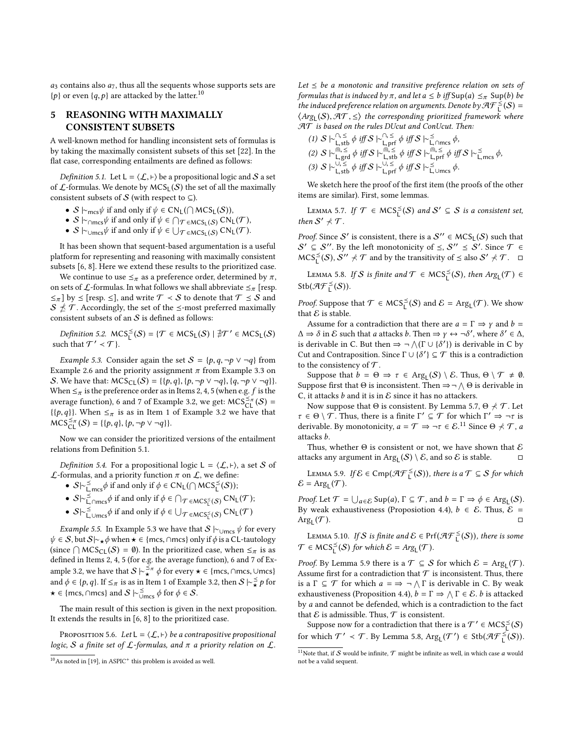$a_3$ contains also $a_7$, thus all the sequents whose supports sets are $\{p\}$ or even $\{q, p\}$ are attacked by the latter.[10]

## 5 REASONING WITH MAXIMALLY CONSISTENT SUBSETS

A well-known method for handling inconsistent sets of formulas is by taking the maximally consistent subsets of this set [22]. In the flat case, corresponding entailments are defined as follows:

*Definition 5.1.* Let $\mathsf{L} = \langle \mathcal{L}, \vdash \rangle$ be a propositional logic and $\mathcal{S}$ a set of $\mathcal{L}$-formulas. We denote by $\mathsf{MCS}_\mathsf{L}(\mathcal{S})$ the set of all the maximally consistent subsets of $\mathcal{S}$ (with respect to $\subseteq$).

- $\mathcal{S} \mathrel{|\!\sim}_{\mathsf{mcs}} \psi$ if and only if $\psi \in \mathsf{CN}_\mathsf{L}(\bigcap \mathsf{MCS}_\mathsf{L}(\mathcal{S}))$,
- $\mathcal{S} \mathrel{|\!\sim}_{\cap\mathsf{mcs}} \psi$ if and only if $\psi \in \bigcap_{\mathcal{T} \in \mathsf{MCS}_\mathsf{L}(\mathcal{S})} \mathsf{CN}_\mathsf{L}(\mathcal{T})$,
- $\mathcal{S} \mathrel{|\!\sim}_{\cup\mathsf{mcs}} \psi$ if and only if $\psi \in \bigcup_{\mathcal{T} \in \mathsf{MCS}_\mathsf{L}(\mathcal{S})} \mathsf{CN}_\mathsf{L}(\mathcal{T})$.

It has been shown that sequent-based argumentation is a useful platform for representing and reasoning with maximally consistent subsets [6, 8]. Here we extend these results to the prioritized case.

We continue to use $\preceq_\pi$ as a preference order, determined by $\pi$, on sets of $\mathcal{L}$-formulas. In what follows we shall abbreviate $\preceq_\pi$ [resp. $\leq_\pi$] by $\preceq$ [resp. $\leq$], and write $\mathcal{T} \prec \mathcal{S}$ to denote that $\mathcal{T} \preceq \mathcal{S}$ and $\mathcal{S} \npreceq \mathcal{T}$. Accordingly, the set of the $\preceq$-most preferred maximally consistent subsets of an $\mathcal{S}$ is defined as follows:

*Definition 5.2.* $\mathsf{MCS}^{\preceq}_\mathsf{L}(\mathcal{S}) = \{\mathcal{T} \in \mathsf{MCS}_\mathsf{L}(\mathcal{S}) \mid \nexists \mathcal{T}' \in \mathsf{MCS}_\mathsf{L}(\mathcal{S})$ such that $\mathcal{T}' \prec \mathcal{T}\}$.

*Example 5.3.* Consider again the set $\mathcal{S} = \{p, q, \neg p \vee \neg q\}$ from Example 2.6 and the priority assignment $\pi$ from Example 3.3 on $\mathcal{S}$. We have that: $\mathsf{MCS}_\mathsf{CL}(\mathcal{S}) = \{\{p, q\}, \{p, \neg p \vee \neg q\}, \{q, \neg p \vee \neg q\}\}$. When $\preceq_\pi$ is the preference order as in Items 2, 4, 5 (when e.g. $f$ is the average function), 6 and 7 of Example 3.2, we get: $\mathsf{MCS}^{\preceq_\pi}_\mathsf{CL}(\mathcal{S}) = \{\{p, q\}\}$. When $\preceq_\pi$ is as in Item 1 of Example 3.2 we have that $\mathsf{MCS}^{\preceq_\pi}_\mathsf{CL}(\mathcal{S}) = \{\{p, q\}, \{p, \neg p \vee \neg q\}\}$.

Now we can consider the prioritized versions of the entailment relations from Definition 5.1.

*Definition 5.4.* For a propositional logic $\mathsf{L} = \langle \mathcal{L}, \vdash \rangle$, a set $\mathcal{S}$ of $\mathcal{L}$-formulas, and a priority function $\pi$ on $\mathcal{L}$, we define:

- $\mathcal{S} \mathrel{|\!\sim}^{\preceq}_{\mathsf{L},\mathsf{mcs}} \phi$ if and only if $\phi \in \mathsf{CN}_\mathsf{L}(\bigcap \mathsf{MCS}^{\preceq}_\mathsf{L}(\mathcal{S}))$;
- $\mathcal{S} \mathrel{|\!\sim}^{\preceq}_{\mathsf{L},\cap\mathsf{mcs}} \phi$ if and only if $\phi \in \bigcap_{\mathcal{T} \in \mathsf{MCS}^{\preceq}_\mathsf{L}(\mathcal{S})} \mathsf{CN}_\mathsf{L}(\mathcal{T})$;
- $\mathcal{S} \mathrel{|\!\sim}^{\preceq}_{\mathsf{L},\cup\mathsf{mcs}} \phi$ if and only if $\phi \in \bigcup_{\mathcal{T} \in \mathsf{MCS}^{\preceq}_\mathsf{L}(\mathcal{S})} \mathsf{CN}_\mathsf{L}(\mathcal{T})$

*Example 5.5.* In Example 5.3 we have that $\mathcal{S} \mathrel{|\!\sim}_{\cup\mathsf{mcs}} \psi$ for every $\psi \in \mathcal{S}$, but $\mathcal{S} \mathrel{|\!\sim}_{\star} \phi$ when $\star \in \{\mathsf{mcs}, \cap\mathsf{mcs}\}$ only if $\phi$ is a CL-tautology (since $\bigcap \mathsf{MCS}_\mathsf{CL}(\mathcal{S}) = \emptyset$). In the prioritized case, when $\preceq_\pi$ is as defined in Items 2, 4, 5 (for e.g. the average function), 6 and 7 of Example 3.2, we have that $\mathcal{S} \mathrel{|\!\sim}^{\preceq_\pi}_{\star} \phi$ for every $\star \in \{\mathsf{mcs}, \cap\mathsf{mcs}, \cup\mathsf{mcs}\}$ and $\phi \in \{p, q\}$. If $\preceq_\pi$ is as in Item 1 of Example 3.2, then $\mathcal{S} \mathrel{|\!\sim}^{\preceq}_{\star} p$ for $\star \in \{\mathsf{mcs}, \cap\mathsf{mcs}\}$ and $\mathcal{S} \mathrel{|\!\sim}^{\preceq}_{\cup\mathsf{mcs}} \phi$ for $\phi \in \mathcal{S}$.

The main result of this section is given in the next proposition. It extends the results in [6, 8] to the prioritized case.

Proposition 5.6. *Let $\mathsf{L} = \langle \mathcal{L}, \vdash \rangle$ be a contrapositive propositional logic, $\mathcal{S}$ a finite set of $\mathcal{L}$-formulas, and $\pi$ a priority relation on $\mathcal{L}$. Let $\preceq$ be a monotonic and transitive preference relation on sets of formulas that is induced by $\pi$, and let $a \leq b$ iff $\mathsf{Sup}(a) \preceq_\pi \mathsf{Sup}(b)$ be the induced preference relation on arguments. Denote by $\mathcal{AF}^{\leq}_\mathsf{L}(\mathcal{S}) = \langle Arg_\mathsf{L}(\mathcal{S}), \mathcal{AT}, \leq \rangle$ the corresponding prioritized framework where $\mathcal{AT}$ is based on the rules DUcut and ConUcut. Then:*

*(1) $\mathcal{S} \mathrel{|\!\sim}^{\cap,\leq}_{\mathsf{L},\mathsf{stb}} \phi$ iff $\mathcal{S} \mathrel{|\!\sim}^{\cap,\leq}_{\mathsf{L},\mathsf{prf}} \phi$ iff $\mathcal{S} \mathrel{|\!\sim}^{\preceq}_{\mathsf{L},\cap\mathsf{mcs}} \phi$,*
*(2) $\mathcal{S} \mathrel{|\!\sim}^{\Cap,\leq}_{\mathsf{L},\mathsf{grd}} \phi$ iff $\mathcal{S} \mathrel{|\!\sim}^{\Cap,\leq}_{\mathsf{L},\mathsf{stb}} \phi$ iff $\mathcal{S} \mathrel{|\!\sim}^{\Cap,\leq}_{\mathsf{L},\mathsf{prf}} \phi$ iff $\mathcal{S} \mathrel{|\!\sim}^{\preceq}_{\mathsf{L},\mathsf{mcs}} \phi$,*
*(3) $\mathcal{S} \mathrel{|\!\sim}^{\cup,\leq}_{\mathsf{L},\mathsf{stb}} \phi$ iff $\mathcal{S} \mathrel{|\!\sim}^{\cup,\leq}_{\mathsf{L},\mathsf{prf}} \phi$ iff $\mathcal{S} \mathrel{|\!\sim}^{\preceq}_{\mathsf{L},\cup\mathsf{mcs}} \phi$.*

We sketch here the proof of the first item (the proofs of the other items are similar). First, some lemmas.

Lemma 5.7. *If $\mathcal{T} \in \mathsf{MCS}^{\preceq}_\mathsf{L}(\mathcal{S})$ and $\mathcal{S}' \subseteq \mathcal{S}$ is a consistent set, then $\mathcal{S}' \nprec \mathcal{T}$.*

*Proof.* Since $\mathcal{S}'$ is consistent, there is a $\mathcal{S}'' \in \mathsf{MCS}_\mathsf{L}(\mathcal{S})$ such that $\mathcal{S}' \subseteq \mathcal{S}''$. By the left monotonicity of $\preceq$, $\mathcal{S}'' \preceq \mathcal{S}'$. Since $\mathcal{T} \in \mathsf{MCS}^{\preceq}_\mathsf{L}(\mathcal{S})$, $\mathcal{S}'' \nprec \mathcal{T}$ and by the transitivity of $\preceq$ also $\mathcal{S}' \nprec \mathcal{T}$. □

Lemma 5.8. *If $\mathcal{S}$ is finite and $\mathcal{T} \in \mathsf{MCS}^{\preceq}_\mathsf{L}(\mathcal{S})$, then $Arg_\mathsf{L}(\mathcal{T}) \in \mathsf{Stb}(\mathcal{AF}^{\leq}_\mathsf{L}(\mathcal{S}))$.*

*Proof.* Suppose that $\mathcal{T} \in \mathsf{MCS}^{\preceq}_\mathsf{L}(\mathcal{S})$ and $\mathcal{E} = \mathrm{Arg}_\mathsf{L}(\mathcal{T})$. We show that $\mathcal{E}$ is stable.

Assume for a contradiction that there are $a = \Gamma \Rightarrow \gamma$ and $b = \Delta \Rightarrow \delta$ in $\mathcal{E}$ such that $a$ attacks $b$. Then $\Rightarrow \gamma \leftrightarrow \neg\delta'$, where $\delta' \in \Delta$, is derivable in C. But then $\Rightarrow \neg \bigwedge(\Gamma \cup \{\delta'\})$ is derivable in C by Cut and Contraposition. Since $\Gamma \cup \{\delta'\} \subseteq \mathcal{T}$ this is a contradiction to the consistency of $\mathcal{T}$.

Suppose that $b = \Theta \Rightarrow \tau \in \mathrm{Arg}_\mathsf{L}(\mathcal{S}) \setminus \mathcal{E}$. Thus, $\Theta \setminus \mathcal{T} \neq \emptyset$. Suppose first that $\Theta$ is inconsistent. Then $\Rightarrow \neg \bigwedge \Theta$ is derivable in C, it attacks $b$ and it is in $\mathcal{E}$ since it has no attackers.

Now suppose that $\Theta$ is consistent. By Lemma 5.7, $\Theta \nprec \mathcal{T}$. Let $\tau \in \Theta \setminus \mathcal{T}$. Thus, there is a finite $\Gamma' \subseteq \mathcal{T}$ for which $\Gamma' \Rightarrow \neg\tau$ is derivable. By monotonicity, $a = \mathcal{T} \Rightarrow \neg\tau \in \mathcal{E}$.[11] Since $\Theta \nprec \mathcal{T}$, $a$ attacks $b$.

Thus, whether $\Theta$ is consistent or not, we have shown that $\mathcal{E}$ attacks any argument in $\mathrm{Arg}_\mathsf{L}(\mathcal{S}) \setminus \mathcal{E}$, and so $\mathcal{E}$ is stable. □

Lemma 5.9. *If $\mathcal{E} \in \mathsf{Cmp}(\mathcal{AF}^{\leq}_\mathsf{L}(\mathcal{S}))$, there is a $\mathcal{T} \subseteq \mathcal{S}$ for which $\mathcal{E} = \mathrm{Arg}_\mathsf{L}(\mathcal{T})$.*

*Proof.* Let $\mathcal{T} = \bigcup_{a \in \mathcal{E}} \mathsf{Sup}(a)$, $\Gamma \subseteq \mathcal{T}$, and $b = \Gamma \Rightarrow \phi \in \mathrm{Arg}_\mathsf{L}(\mathcal{S})$. By weak exhaustiveness (Proposiotion 4.4), $b \in \mathcal{E}$. Thus, $\mathcal{E} = \mathrm{Arg}_\mathsf{L}(\mathcal{T})$. □

Lemma 5.10. *If $\mathcal{S}$ is finite and $\mathcal{E} \in \mathsf{Prf}(\mathcal{AF}^{\leq}_\mathsf{L}(\mathcal{S}))$, there is some $\mathcal{T} \in \mathsf{MCS}^{\preceq}_\mathsf{L}(\mathcal{S})$ for which $\mathcal{E} = Arg_\mathsf{L}(\mathcal{T})$.*

*Proof.* By Lemma 5.9 there is a $\mathcal{T} \subseteq \mathcal{S}$ for which $\mathcal{E} = \mathrm{Arg}_\mathsf{L}(\mathcal{T})$. Assume first for a contradiction that $\mathcal{T}$ is inconsistent. Thus, there is a $\Gamma \subseteq \mathcal{T}$ for which $a = \Rightarrow \neg \bigwedge \Gamma$ is derivable in C. By weak exhaustiveness (Proposition 4.4), $b = \Gamma \Rightarrow \bigwedge \Gamma \in \mathcal{E}$. $b$ is attacked by $a$ and cannot be defended, which is a contradiction to the fact that $\mathcal{E}$ is admissible. Thus, $\mathcal{T}$ is consistent.

Suppose now for a contradiction that there is a $\mathcal{T}' \in \mathsf{MCS}^{\preceq}_\mathsf{L}(\mathcal{S})$ for which $\mathcal{T}' \prec \mathcal{T}$. By Lemma 5.8, $\mathrm{Arg}_\mathsf{L}(\mathcal{T}') \in \mathsf{Stb}(\mathcal{AF}^{\leq}_\mathsf{L}(\mathcal{S}))$.

[10] As noted in [19], in ASPIC$^+$ this problem is avoided as well.

[11] Note that, if $\mathcal{S}$ would be infinite, $\mathcal{T}$ might be infinite as well, in which case $a$ would not be a valid sequent.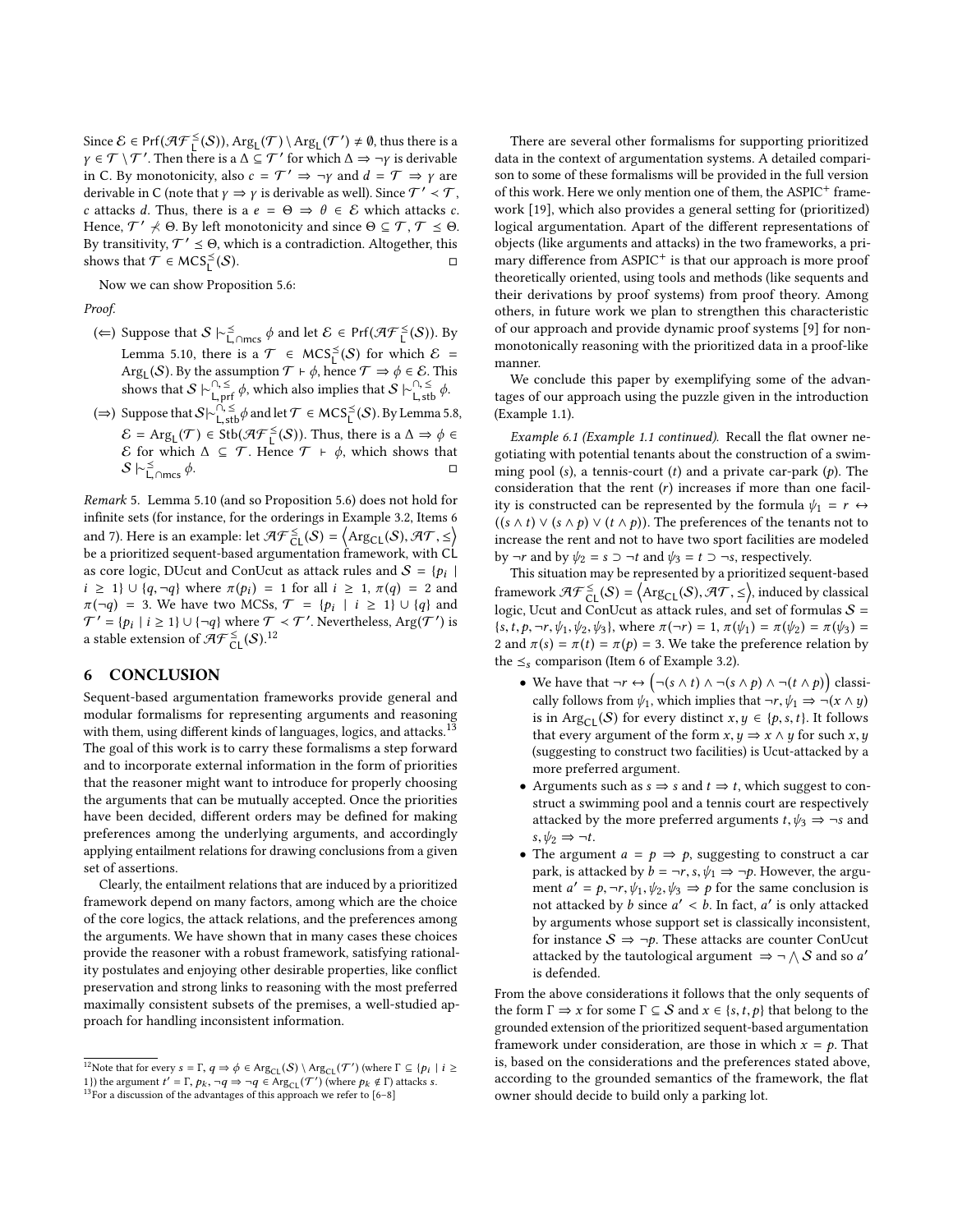Since $\mathcal{E} \in \mathsf{Prf}(\mathcal{AF}^{\preceq}_{\mathsf{L}}(\mathcal{S}))$, $\mathsf{Arg}_{\mathsf{L}}(\mathcal{T}) \setminus \mathsf{Arg}_{\mathsf{L}}(\mathcal{T}') \neq \emptyset$, thus there is a $\gamma \in \mathcal{T} \setminus \mathcal{T}'$. Then there is a $\Delta \subseteq \mathcal{T}'$ for which $\Delta \Rightarrow \neg\gamma$ is derivable in C. By monotonicity, also $c = \mathcal{T}' \Rightarrow \neg\gamma$ and $d = \mathcal{T} \Rightarrow \gamma$ are derivable in C (note that $\gamma \Rightarrow \gamma$ is derivable as well). Since $\mathcal{T}' \prec \mathcal{T}$, $c$ attacks $d$. Thus, there is a $e = \Theta \Rightarrow \theta \in \mathcal{E}$ which attacks $c$. Hence, $\mathcal{T}' \not\succ \Theta$. By left monotonicity and since $\Theta \subseteq \mathcal{T}, \mathcal{T} \preceq \Theta$. By transitivity, $\mathcal{T}' \preceq \Theta$, which is a contradiction. Altogether, this shows that $\mathcal{T} \in \mathsf{MCS}^{\preceq}_{\mathsf{L}}(\mathcal{S})$. $\square$

Now we can show Proposition 5.6:

*Proof.*

- ($\Leftarrow$) Suppose that $\mathcal{S} \mid\!\sim^{\preceq}_{\mathsf{L},\cap\mathsf{mcs}} \phi$ and let $\mathcal{E} \in \mathsf{Prf}(\mathcal{AF}^{\preceq}_{\mathsf{L}}(\mathcal{S}))$. By Lemma 5.10, there is a $\mathcal{T} \in \mathsf{MCS}^{\preceq}_{\mathsf{L}}(\mathcal{S})$ for which $\mathcal{E} = \mathsf{Arg}_{\mathsf{L}}(\mathcal{S})$. By the assumption $\mathcal{T} \vdash \phi$, hence $\mathcal{T} \Rightarrow \phi \in \mathcal{E}$. This shows that $\mathcal{S} \mid\!\sim^{\cap,\preceq}_{\mathsf{L},\mathsf{prf}} \phi$, which also implies that $\mathcal{S} \mid\!\sim^{\cap,\preceq}_{\mathsf{L},\mathsf{stb}} \phi$.
- ($\Rightarrow$) Suppose that $\mathcal{S} \mid\!\sim^{\cap,\preceq}_{\mathsf{L},\mathsf{stb}} \phi$ and let $\mathcal{T} \in \mathsf{MCS}^{\preceq}_{\mathsf{L}}(\mathcal{S})$. By Lemma 5.8, $\mathcal{E} = \mathsf{Arg}_{\mathsf{L}}(\mathcal{T}) \in \mathsf{Stb}(\mathcal{AF}^{\preceq}_{\mathsf{L}}(\mathcal{S}))$. Thus, there is a $\Delta \Rightarrow \phi \in \mathcal{E}$ for which $\Delta \subseteq \mathcal{T}$. Hence $\mathcal{T} \vdash \phi$, which shows that $\mathcal{S} \mid\!\sim^{\preceq}_{\mathsf{L},\cap\mathsf{mcs}} \phi$. $\square$

*Remark* 5. Lemma 5.10 (and so Proposition 5.6) does not hold for infinite sets (for instance, for the orderings in Example 3.2, Items 6 and 7). Here is an example: let $\mathcal{AF}^{\preceq}_{\mathsf{CL}}(\mathcal{S}) = \langle \mathsf{Arg}_{\mathsf{CL}}(\mathcal{S}), \mathcal{AT}, \preceq \rangle$ be a prioritized sequent-based argumentation framework, with CL as core logic, DUcut and ConUcut as attack rules and $\mathcal{S} = \{p_i \mid i \geq 1\} \cup \{q, \neg q\}$ where $\pi(p_i) = 1$ for all $i \geq 1$, $\pi(q) = 2$ and $\pi(\neg q) = 3$. We have two MCSs, $\mathcal{T} = \{p_i \mid i \geq 1\} \cup \{q\}$ and $\mathcal{T}' = \{p_i \mid i \geq 1\} \cup \{\neg q\}$ where $\mathcal{T} \prec \mathcal{T}'$. Nevertheless, $\mathsf{Arg}(\mathcal{T}')$ is a stable extension of $\mathcal{AF}^{\preceq}_{\mathsf{CL}}(\mathcal{S})$.[12]

## 6 CONCLUSION

Sequent-based argumentation frameworks provide general and modular formalisms for representing arguments and reasoning with them, using different kinds of languages, logics, and attacks.[13] The goal of this work is to carry these formalisms a step forward and to incorporate external information in the form of priorities that the reasoner might want to introduce for properly choosing the arguments that can be mutually accepted. Once the priorities have been decided, different orders may be defined for making preferences among the underlying arguments, and accordingly applying entailment relations for drawing conclusions from a given set of assertions.

Clearly, the entailment relations that are induced by a prioritized framework depend on many factors, among which are the choice of the core logics, the attack relations, and the preferences among the arguments. We have shown that in many cases these choices provide the reasoner with a robust framework, satisfying rationality postulates and enjoying other desirable properties, like conflict preservation and strong links to reasoning with the most preferred maximally consistent subsets of the premises, a well-studied approach for handling inconsistent information.

There are several other formalisms for supporting prioritized data in the context of argumentation systems. A detailed comparison to some of these formalisms will be provided in the full version of this work. Here we only mention one of them, the ASPIC$^+$ framework [19], which also provides a general setting for (prioritized) logical argumentation. Apart of the different representations of objects (like arguments and attacks) in the two frameworks, a primary difference from ASPIC$^+$ is that our approach is more proof theoretically oriented, using tools and methods (like sequents and their derivations by proof systems) from proof theory. Among others, in future work we plan to strengthen this characteristic of our approach and provide dynamic proof systems [9] for non-monotonically reasoning with the prioritized data in a proof-like manner.

We conclude this paper by exemplifying some of the advantages of our approach using the puzzle given in the introduction (Example 1.1).

*Example 6.1 (Example 1.1 continued).* Recall the flat owner negotiating with potential tenants about the construction of a swimming pool ($s$), a tennis-court ($t$) and a private car-park ($p$). The consideration that the rent ($r$) increases if more than one facility is constructed can be represented by the formula $\psi_1 = r \leftrightarrow ((s \wedge t) \vee (s \wedge p) \vee (t \wedge p))$. The preferences of the tenants not to increase the rent and not to have two sport facilities are modeled by $\neg r$ and by $\psi_2 = s \supset \neg t$ and $\psi_3 = t \supset \neg s$, respectively.

This situation may be represented by a prioritized sequent-based framework $\mathcal{AF}^{\preceq}_{\mathsf{CL}}(\mathcal{S}) = \langle \mathsf{Arg}_{\mathsf{CL}}(\mathcal{S}), \mathcal{AT}, \preceq \rangle$, induced by classical logic, Ucut and ConUcut as attack rules, and set of formulas $\mathcal{S} = \{s, t, p, \neg r, \psi_1, \psi_2, \psi_3\}$, where $\pi(\neg r) = 1$, $\pi(\psi_1) = \pi(\psi_2) = \pi(\psi_3) = 2$ and $\pi(s) = \pi(t) = \pi(p) = 3$. We take the preference relation by the $\preceq_s$ comparison (Item 6 of Example 3.2).

- We have that $\neg r \leftrightarrow \big(\neg(s \wedge t) \wedge \neg(s \wedge p) \wedge \neg(t \wedge p)\big)$ classically follows from $\psi_1$, which implies that $\neg r, \psi_1 \Rightarrow \neg(x \wedge y)$ is in $\mathsf{Arg}_{\mathsf{CL}}(\mathcal{S})$ for every distinct $x, y \in \{p, s, t\}$. It follows that every argument of the form $x, y \Rightarrow x \wedge y$ for such $x, y$ (suggesting to construct two facilities) is Ucut-attacked by a more preferred argument.
- Arguments such as $s \Rightarrow s$ and $t \Rightarrow t$, which suggest to construct a swimming pool and a tennis court are respectively attacked by the more preferred arguments $t, \psi_3 \Rightarrow \neg s$ and $s, \psi_2 \Rightarrow \neg t$.
- The argument $a = p \Rightarrow p$, suggesting to construct a car park, is attacked by $b = \neg r, s, \psi_1 \Rightarrow \neg p$. However, the argument $a' = p, \neg r, \psi_1, \psi_2, \psi_3 \Rightarrow p$ for the same conclusion is not attacked by $b$ since $a' < b$. In fact, $a'$ is only attacked by arguments whose support set is classically inconsistent, for instance $\mathcal{S} \Rightarrow \neg p$. These attacks are counter ConUcut attacked by the tautological argument $\Rightarrow \neg \bigwedge \mathcal{S}$ and so $a'$ is defended.

From the above considerations it follows that the only sequents of the form $\Gamma \Rightarrow x$ for some $\Gamma \subseteq \mathcal{S}$ and $x \in \{s, t, p\}$ that belong to the grounded extension of the prioritized sequent-based argumentation framework under consideration, are those in which $x = p$. That is, based on the considerations and the preferences stated above, according to the grounded semantics of the framework, the flat owner should decide to build only a parking lot.

---

[12] Note that for every $s = \Gamma, q \Rightarrow \phi \in \mathsf{Arg}_{\mathsf{CL}}(\mathcal{S}) \setminus \mathsf{Arg}_{\mathsf{CL}}(\mathcal{T}')$ (where $\Gamma \subseteq \{p_i \mid i \geq 1\}$) the argument $t' = \Gamma, p_k, \neg q \Rightarrow \neg q \in \mathsf{Arg}_{\mathsf{CL}}(\mathcal{T}')$ (where $p_k \notin \Gamma$) attacks $s$.

[13] For a discussion of the advantages of this approach we refer to [6–8]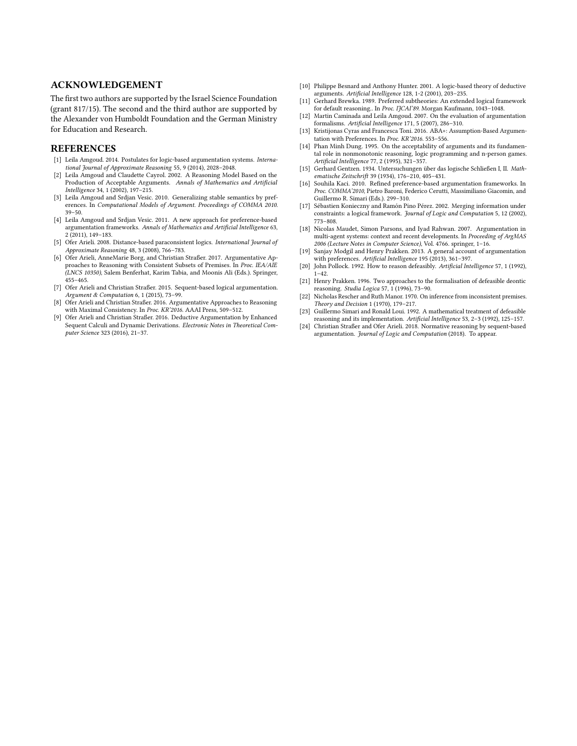## ACKNOWLEDGEMENT

The first two authors are supported by the Israel Science Foundation (grant 817/15). The second and the third author are supported by the Alexander von Humboldt Foundation and the German Ministry for Education and Research.

## REFERENCES

[1] Leila Amgoud. 2014. Postulates for logic-based argumentation systems. *International Journal of Approximate Reasoning* 55, 9 (2014), 2028–2048.

[2] Leila Amgoud and Claudette Cayrol. 2002. A Reasoning Model Based on the Production of Acceptable Arguments. *Annals of Mathematics and Artificial Intelligence* 34, 1 (2002), 197–215.

[3] Leila Amgoud and Srdjan Vesic. 2010. Generalizing stable semantics by preferences. In *Computational Models of Argument. Proceedings of COMMA 2010*. 39–50.

[4] Leila Amgoud and Srdjan Vesic. 2011. A new approach for preference-based argumentation frameworks. *Annals of Mathematics and Artificial Intelligence* 63, 2 (2011), 149–183.

[5] Ofer Arieli. 2008. Distance-based paraconsistent logics. *International Journal of Approximate Reasoning* 48, 3 (2008), 766–783.

[6] Ofer Arieli, AnneMarie Borg, and Christian Straßer. 2017. Argumentative Approaches to Reasoning with Consistent Subsets of Premises. In *Proc. IEA/AIE (LNCS 10350)*, Salem Benferhat, Karim Tabia, and Moonis Ali (Eds.). Springer, 455–465.

[7] Ofer Arieli and Christian Straßer. 2015. Sequent-based logical argumentation. *Argument & Computation* 6, 1 (2015), 73–99.

[8] Ofer Arieli and Christian Straßer. 2016. Argumentative Approaches to Reasoning with Maximal Consistency. In *Proc. KR'2016*. AAAI Press, 509–512.

[9] Ofer Arieli and Christian Straßer. 2016. Deductive Argumentation by Enhanced Sequent Calculi and Dynamic Derivations. *Electronic Notes in Theoretical Computer Science* 323 (2016), 21–37.

[10] Philippe Besnard and Anthony Hunter. 2001. A logic-based theory of deductive arguments. *Artificial Intelligence* 128, 1-2 (2001), 203–235.

[11] Gerhard Brewka. 1989. Preferred subtheories: An extended logical framework for default reasoning.. In *Proc. IJCAI'89*. Morgan Kaufmann, 1043–1048.

[12] Martin Caminada and Leila Amgoud. 2007. On the evaluation of argumentation formalisms. *Artificial Intelligence* 171, 5 (2007), 286–310.

[13] Kristijonas Cyras and Francesca Toni. 2016. ABA+: Assumption-Based Argumentation with Preferences. In *Proc. KR'2016*. 553–556.

[14] Phan Minh Dung. 1995. On the acceptability of arguments and its fundamental role in nonmonotonic reasoning, logic programming and n-person games. *Artificial Intelligence* 77, 2 (1995), 321–357.

[15] Gerhard Gentzen. 1934. Untersuchungen über das logische Schließen I, II. *Mathematische Zeitschrift* 39 (1934), 176–210, 405–431.

[16] Souhila Kaci. 2010. Refined preference-based argumentation frameworks. In *Proc. COMMA'2010*, Pietro Baroni, Federico Cerutti, Massimiliano Giacomin, and Guillermo R. Simari (Eds.). 299–310.

[17] Sébastien Konieczny and Ramón Pino Pérez. 2002. Merging information under constraints: a logical framework. *Journal of Logic and Computation* 5, 12 (2002), 773–808.

[18] Nicolas Maudet, Simon Parsons, and Iyad Rahwan. 2007. Argumentation in multi-agent systems: context and recent developments. In *Proceeding of ArgMAS 2006 (Lecture Notes in Computer Science)*, Vol. 4766. springer, 1–16.

[19] Sanjay Modgil and Henry Prakken. 2013. A general account of argumentation with preferences. *Artificial Intelligence* 195 (2013), 361–397.

[20] John Pollock. 1992. How to reason defeasibly. *Artificial Intelligence* 57, 1 (1992), 1–42.

[21] Henry Prakken. 1996. Two approaches to the formalisation of defeasible deontic reasoning. *Studia Logica* 57, 1 (1996), 73–90.

[22] Nicholas Rescher and Ruth Manor. 1970. On inference from inconsistent premises. *Theory and Decision* 1 (1970), 179–217.

[23] Guillermo Simari and Ronald Loui. 1992. A mathematical treatment of defeasible reasoning and its implementation. *Artificial Intelligence* 53, 2–3 (1992), 125–157.

[24] Christian Straßer and Ofer Arieli. 2018. Normative reasoning by sequent-based argumentation. *Journal of Logic and Computation* (2018). To appear.